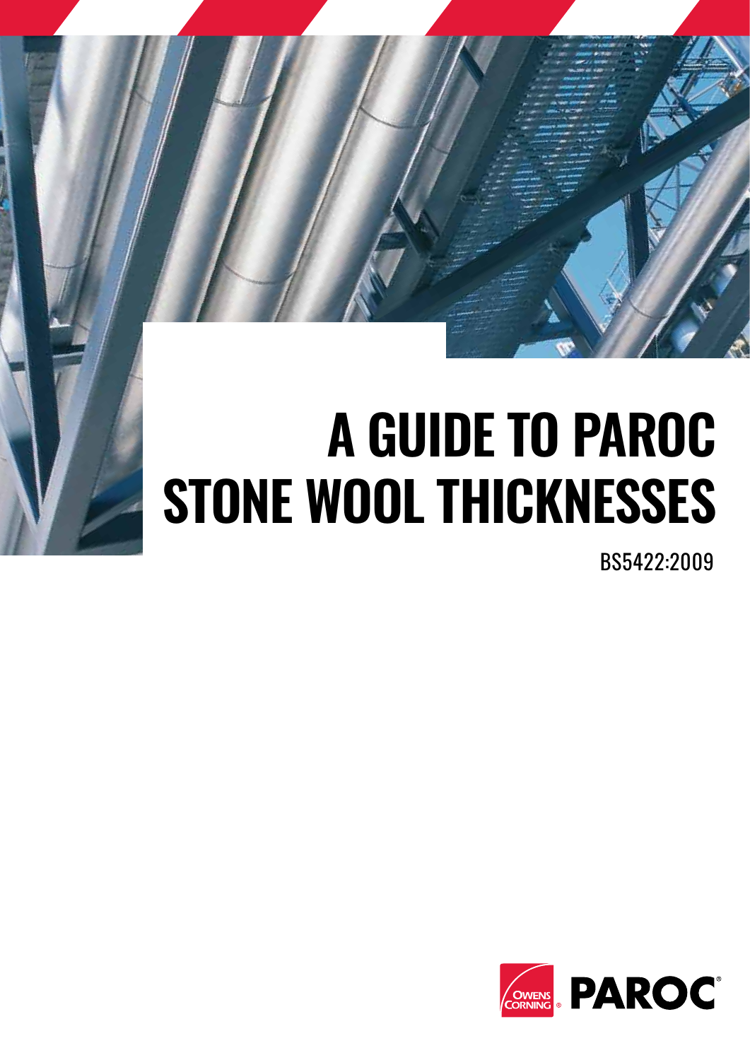# A GUIDE TO PAROC STONE WOOL THICKNESSES

BS5422:2009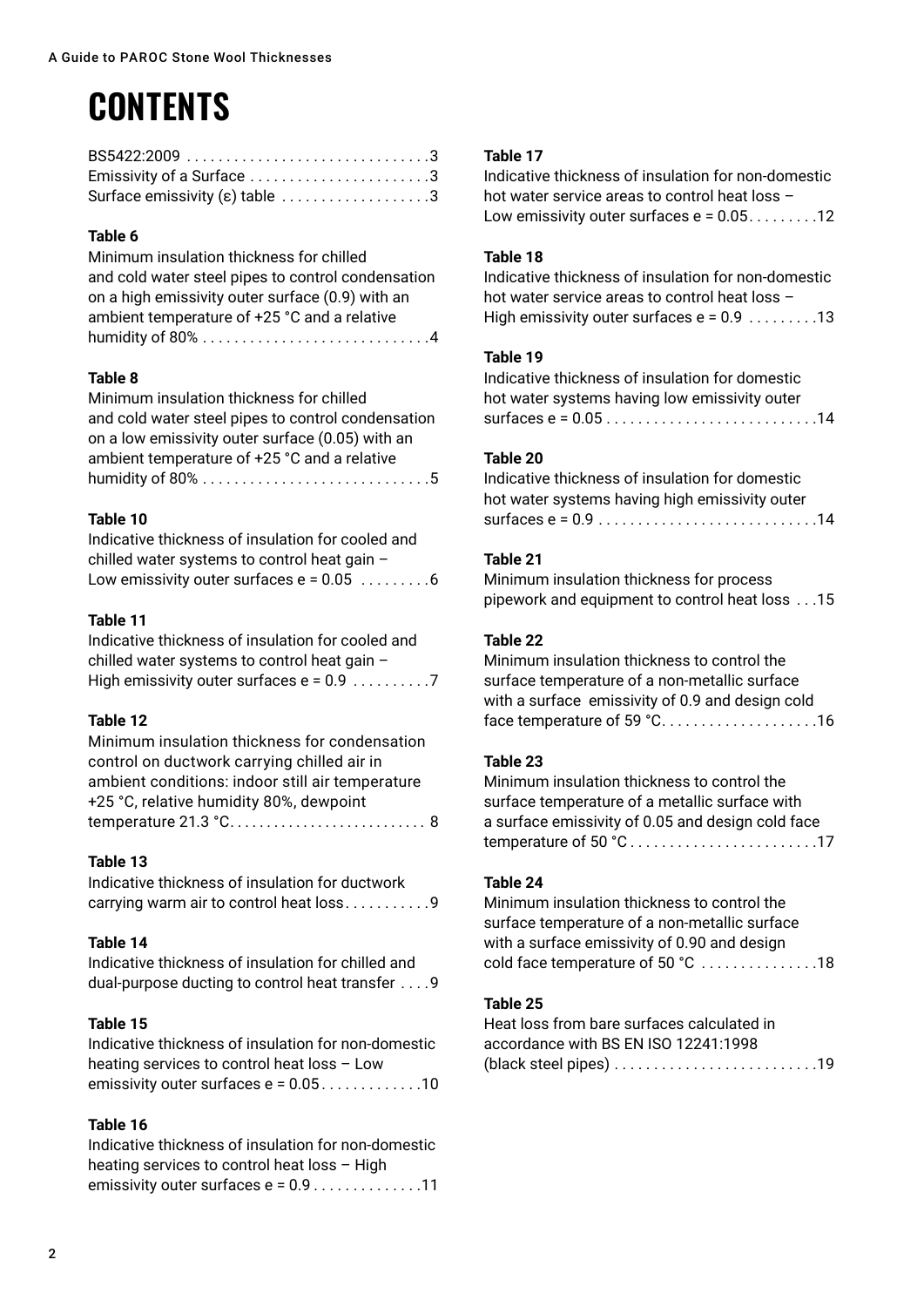# CONTENTS

BS5422:2009 . . . . . . . . . . . . . . . . . . . . . . . . . . . . . . 3
Emissivity of a Surface . . . . . . . . . . . . . . . . . . . . . . . 3
Surface emissivity (ε) table . . . . . . . . . . . . . . . . . . 3

**Table 6**
Minimum insulation thickness for chilled and cold water steel pipes to control condensation on a high emissivity outer surface (0.9) with an ambient temperature of +25 °C and a relative humidity of 80% . . . . . . . . . . . . . . . . . . . . . . . . . . . . 4

**Table 8**
Minimum insulation thickness for chilled and cold water steel pipes to control condensation on a low emissivity outer surface (0.05) with an ambient temperature of +25 °C and a relative humidity of 80% . . . . . . . . . . . . . . . . . . . . . . . . . . . . 5

**Table 10**
Indicative thickness of insulation for cooled and chilled water systems to control heat gain – Low emissivity outer surfaces e = 0.05 . . . . . . . . . 6

**Table 11**
Indicative thickness of insulation for cooled and chilled water systems to control heat gain – High emissivity outer surfaces e = 0.9 . . . . . . . . . . 7

**Table 12**
Minimum insulation thickness for condensation control on ductwork carrying chilled air in ambient conditions: indoor still air temperature +25 °C, relative humidity 80%, dewpoint temperature 21.3 °C. . . . . . . . . . . . . . . . . . . . . . . . . . . 8

**Table 13**
Indicative thickness of insulation for ductwork carrying warm air to control heat loss. . . . . . . . . . . 9

**Table 14**
Indicative thickness of insulation for chilled and dual-purpose ducting to control heat transfer . . . . 9

**Table 15**
Indicative thickness of insulation for non-domestic heating services to control heat loss – Low emissivity outer surfaces e = 0.05. . . . . . . . . . . . . 10

**Table 16**
Indicative thickness of insulation for non-domestic heating services to control heat loss – High emissivity outer surfaces e = 0.9 . . . . . . . . . . . . . 11

**Table 17**
Indicative thickness of insulation for non-domestic hot water service areas to control heat loss – Low emissivity outer surfaces e = 0.05. . . . . . . . . 12

**Table 18**
Indicative thickness of insulation for non-domestic hot water service areas to control heat loss – High emissivity outer surfaces e = 0.9 . . . . . . . . . 13

**Table 19**
Indicative thickness of insulation for domestic hot water systems having low emissivity outer surfaces e = 0.05 . . . . . . . . . . . . . . . . . . . . . . . . . . . 14

**Table 20**
Indicative thickness of insulation for domestic hot water systems having high emissivity outer surfaces e = 0.9 . . . . . . . . . . . . . . . . . . . . . . . . . . . . 14

**Table 21**
Minimum insulation thickness for process pipework and equipment to control heat loss . . . 15

**Table 22**
Minimum insulation thickness to control the surface temperature of a non-metallic surface with a surface emissivity of 0.9 and design cold face temperature of 59 °C. . . . . . . . . . . . . . . . . . . . 16

**Table 23**
Minimum insulation thickness to control the surface temperature of a metallic surface with a surface emissivity of 0.05 and design cold face temperature of 50 °C . . . . . . . . . . . . . . . . . . . . . . . . 17

**Table 24**
Minimum insulation thickness to control the surface temperature of a non-metallic surface with a surface emissivity of 0.90 and design cold face temperature of 50 °C . . . . . . . . . . . . . . . 18

**Table 25**
Heat loss from bare surfaces calculated in accordance with BS EN ISO 12241:1998 (black steel pipes) . . . . . . . . . . . . . . . . . . . . . . . . . . 19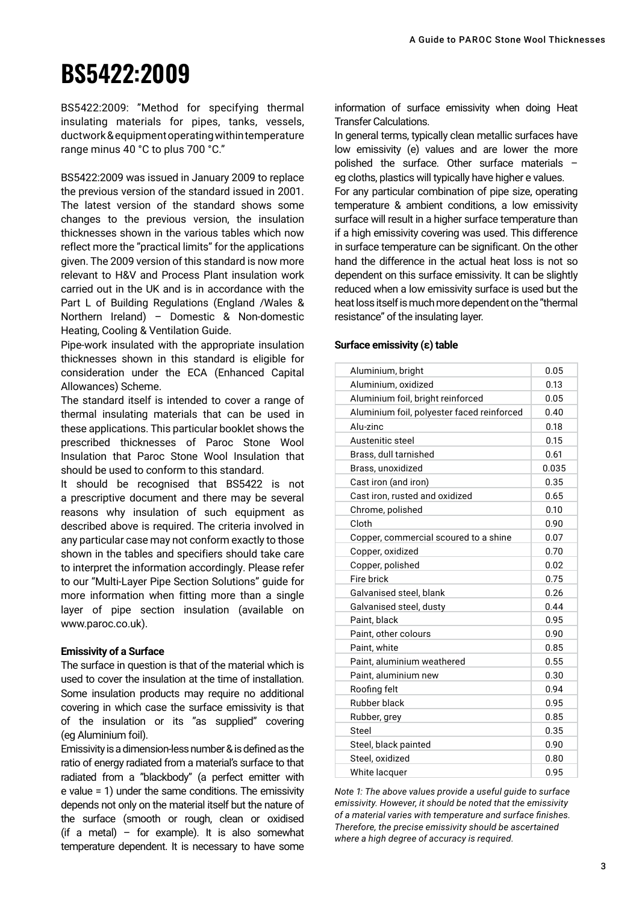# BS5422:2009

BS5422:2009: "Method for specifying thermal insulating materials for pipes, tanks, vessels, ductwork & equipment operating within temperature range minus 40 °C to plus 700 °C."

BS5422:2009 was issued in January 2009 to replace the previous version of the standard issued in 2001. The latest version of the standard shows some changes to the previous version, the insulation thicknesses shown in the various tables which now reflect more the "practical limits" for the applications given. The 2009 version of this standard is now more relevant to H&V and Process Plant insulation work carried out in the UK and is in accordance with the Part L of Building Regulations (England /Wales & Northern Ireland) – Domestic & Non-domestic Heating, Cooling & Ventilation Guide.

Pipe-work insulated with the appropriate insulation thicknesses shown in this standard is eligible for consideration under the ECA (Enhanced Capital Allowances) Scheme.

The standard itself is intended to cover a range of thermal insulating materials that can be used in these applications. This particular booklet shows the prescribed thicknesses of Paroc Stone Wool Insulation that Paroc Stone Wool Insulation that should be used to conform to this standard.

It should be recognised that BS5422 is not a prescriptive document and there may be several reasons why insulation of such equipment as described above is required. The criteria involved in any particular case may not conform exactly to those shown in the tables and specifiers should take care to interpret the information accordingly. Please refer to our "Multi-Layer Pipe Section Solutions" guide for more information when fitting more than a single layer of pipe section insulation (available on www.paroc.co.uk).

**Emissivity of a Surface**

The surface in question is that of the material which is used to cover the insulation at the time of installation. Some insulation products may require no additional covering in which case the surface emissivity is that of the insulation or its "as supplied" covering (eg Aluminium foil).

Emissivity is a dimension-less number & is defined as the ratio of energy radiated from a material's surface to that radiated from a "blackbody" (a perfect emitter with e value = 1) under the same conditions. The emissivity depends not only on the material itself but the nature of the surface (smooth or rough, clean or oxidised (if a metal) – for example). It is also somewhat temperature dependent. It is necessary to have some information of surface emissivity when doing Heat Transfer Calculations.

In general terms, typically clean metallic surfaces have low emissivity (e) values and are lower the more polished the surface. Other surface materials – eg cloths, plastics will typically have higher e values.

For any particular combination of pipe size, operating temperature & ambient conditions, a low emissivity surface will result in a higher surface temperature than if a high emissivity covering was used. This difference in surface temperature can be significant. On the other hand the difference in the actual heat loss is not so dependent on this surface emissivity. It can be slightly reduced when a low emissivity surface is used but the heat loss itself is much more dependent on the "thermal resistance" of the insulating layer.

**Surface emissivity (ε) table**

| Surface | ε |
|---|---|
| Aluminium, bright | 0.05 |
| Aluminium, oxidized | 0.13 |
| Aluminium foil, bright reinforced | 0.05 |
| Aluminium foil, polyester faced reinforced | 0.40 |
| Alu-zinc | 0.18 |
| Austenitic steel | 0.15 |
| Brass, dull tarnished | 0.61 |
| Brass, unoxidized | 0.035 |
| Cast iron (and iron) | 0.35 |
| Cast iron, rusted and oxidized | 0.65 |
| Chrome, polished | 0.10 |
| Cloth | 0.90 |
| Copper, commercial scoured to a shine | 0.07 |
| Copper, oxidized | 0.70 |
| Copper, polished | 0.02 |
| Fire brick | 0.75 |
| Galvanised steel, blank | 0.26 |
| Galvanised steel, dusty | 0.44 |
| Paint, black | 0.95 |
| Paint, other colours | 0.90 |
| Paint, white | 0.85 |
| Paint, aluminium weathered | 0.55 |
| Paint, aluminium new | 0.30 |
| Roofing felt | 0.94 |
| Rubber black | 0.95 |
| Rubber, grey | 0.85 |
| Steel | 0.35 |
| Steel, black painted | 0.90 |
| Steel, oxidized | 0.80 |
| White lacquer | 0.95 |

*Note 1: The above values provide a useful guide to surface emissivity. However, it should be noted that the emissivity of a material varies with temperature and surface finishes. Therefore, the precise emissivity should be ascertained where a high degree of accuracy is required.*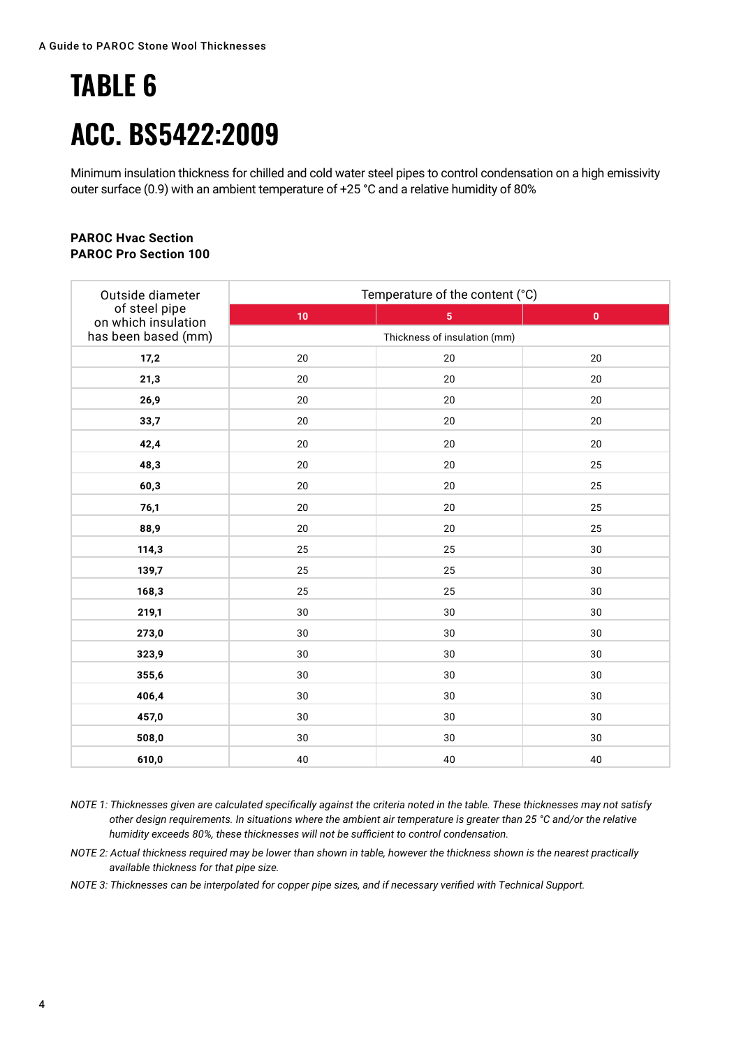# TABLE 6

# ACC. BS5422:2009

Minimum insulation thickness for chilled and cold water steel pipes to control condensation on a high emissivity outer surface (0.9) with an ambient temperature of +25 °C and a relative humidity of 80%

**PAROC Hvac Section**
**PAROC Pro Section 100**

| Outside diameter of steel pipe on which insulation has been based (mm) | Temperature of the content (°C) | | |
|---|---|---|---|
| | 10 | 5 | 0 |
| | Thickness of insulation (mm) | | |
| **17,2** | 20 | 20 | 20 |
| **21,3** | 20 | 20 | 20 |
| **26,9** | 20 | 20 | 20 |
| **33,7** | 20 | 20 | 20 |
| **42,4** | 20 | 20 | 20 |
| **48,3** | 20 | 20 | 25 |
| **60,3** | 20 | 20 | 25 |
| **76,1** | 20 | 20 | 25 |
| **88,9** | 20 | 20 | 25 |
| **114,3** | 25 | 25 | 30 |
| **139,7** | 25 | 25 | 30 |
| **168,3** | 25 | 25 | 30 |
| **219,1** | 30 | 30 | 30 |
| **273,0** | 30 | 30 | 30 |
| **323,9** | 30 | 30 | 30 |
| **355,6** | 30 | 30 | 30 |
| **406,4** | 30 | 30 | 30 |
| **457,0** | 30 | 30 | 30 |
| **508,0** | 30 | 30 | 30 |
| **610,0** | 40 | 40 | 40 |

*NOTE 1: Thicknesses given are calculated specifically against the criteria noted in the table. These thicknesses may not satisfy other design requirements. In situations where the ambient air temperature is greater than 25 °C and/or the relative humidity exceeds 80%, these thicknesses will not be sufficient to control condensation.*

*NOTE 2: Actual thickness required may be lower than shown in table, however the thickness shown is the nearest practically available thickness for that pipe size.*

*NOTE 3: Thicknesses can be interpolated for copper pipe sizes, and if necessary verified with Technical Support.*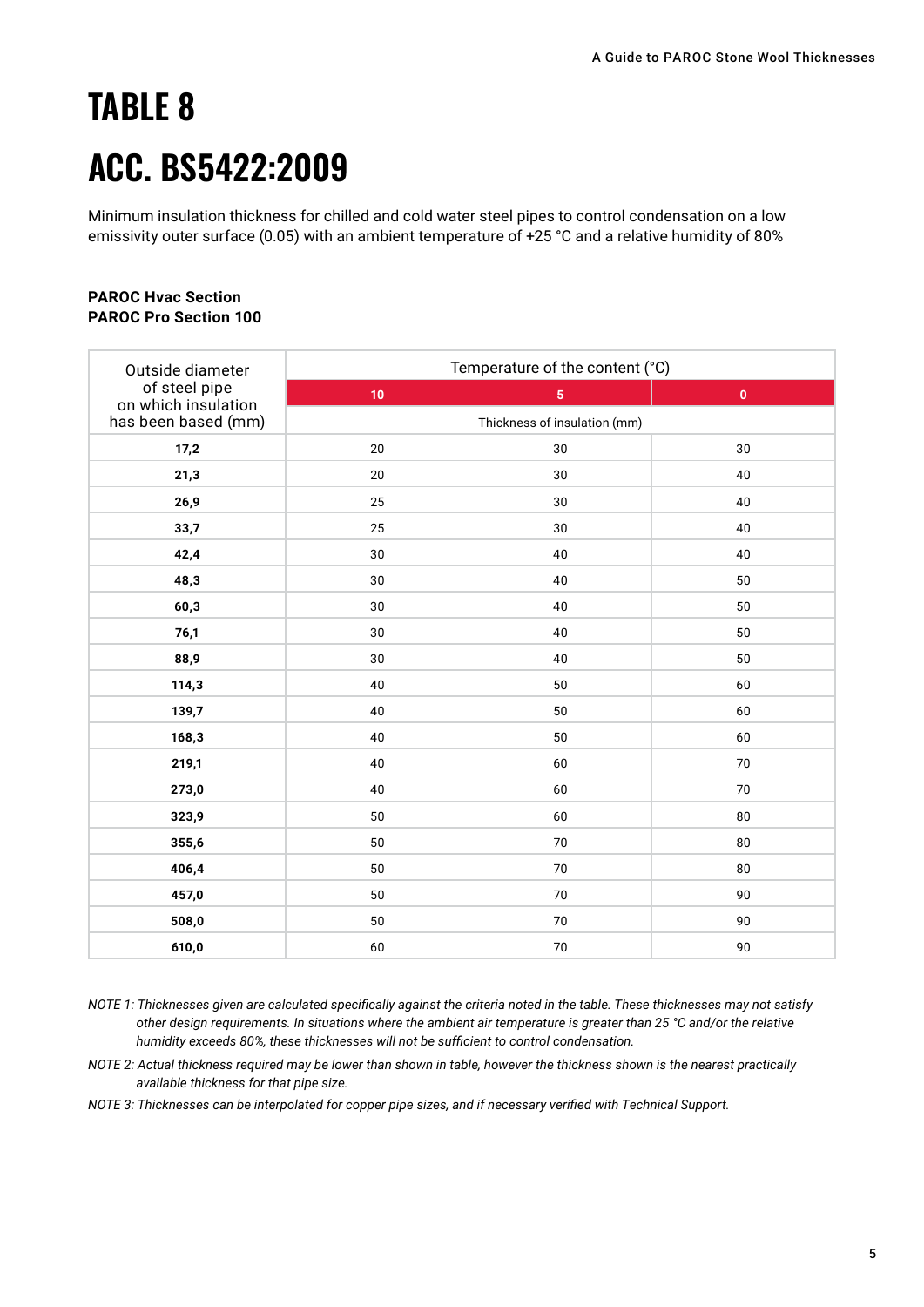# TABLE 8

# ACC. BS5422:2009

Minimum insulation thickness for chilled and cold water steel pipes to control condensation on a low emissivity outer surface (0.05) with an ambient temperature of +25 °C and a relative humidity of 80%

**PAROC Hvac Section**
**PAROC Pro Section 100**

| Outside diameter of steel pipe on which insulation has been based (mm) | Temperature of the content (°C) | | |
|---|---|---|---|
| | 10 | 5 | 0 |
| | Thickness of insulation (mm) | | |
| **17,2** | 20 | 30 | 30 |
| **21,3** | 20 | 30 | 40 |
| **26,9** | 25 | 30 | 40 |
| **33,7** | 25 | 30 | 40 |
| **42,4** | 30 | 40 | 40 |
| **48,3** | 30 | 40 | 50 |
| **60,3** | 30 | 40 | 50 |
| **76,1** | 30 | 40 | 50 |
| **88,9** | 30 | 40 | 50 |
| **114,3** | 40 | 50 | 60 |
| **139,7** | 40 | 50 | 60 |
| **168,3** | 40 | 50 | 60 |
| **219,1** | 40 | 60 | 70 |
| **273,0** | 40 | 60 | 70 |
| **323,9** | 50 | 60 | 80 |
| **355,6** | 50 | 70 | 80 |
| **406,4** | 50 | 70 | 80 |
| **457,0** | 50 | 70 | 90 |
| **508,0** | 50 | 70 | 90 |
| **610,0** | 60 | 70 | 90 |

*NOTE 1: Thicknesses given are calculated specifically against the criteria noted in the table. These thicknesses may not satisfy other design requirements. In situations where the ambient air temperature is greater than 25 °C and/or the relative humidity exceeds 80%, these thicknesses will not be sufficient to control condensation.*

*NOTE 2: Actual thickness required may be lower than shown in table, however the thickness shown is the nearest practically available thickness for that pipe size.*

*NOTE 3: Thicknesses can be interpolated for copper pipe sizes, and if necessary verified with Technical Support.*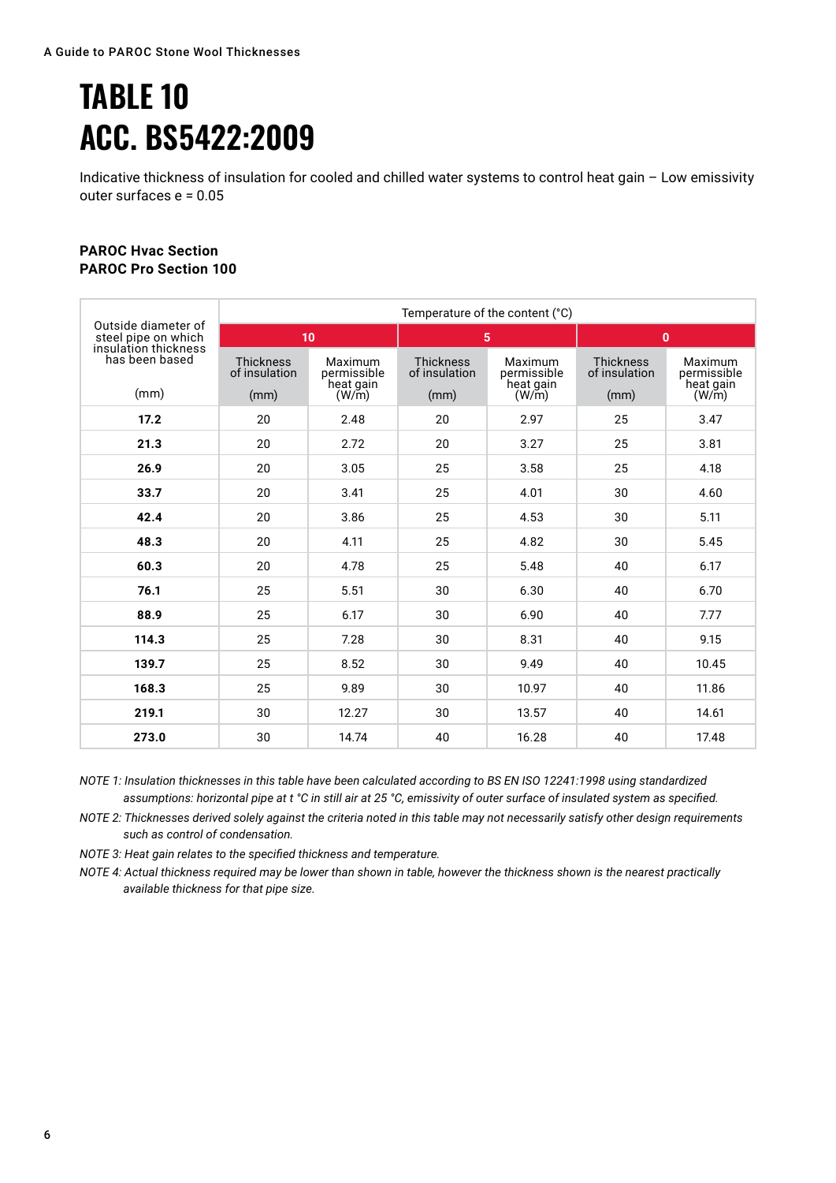# TABLE 10
# ACC. BS5422:2009

Indicative thickness of insulation for cooled and chilled water systems to control heat gain – Low emissivity outer surfaces e = 0.05

**PAROC Hvac Section**
**PAROC Pro Section 100**

| Outside diameter of steel pipe on which insulation thickness has been based (mm) | Temperature of the content (°C) | | | | | |
|---|---|---|---|---|---|---|
| | 10 | | 5 | | 0 | |
| | Thickness of insulation (mm) | Maximum permissible heat gain (W/m) | Thickness of insulation (mm) | Maximum permissible heat gain (W/m) | Thickness of insulation (mm) | Maximum permissible heat gain (W/m) |
| **17.2** | 20 | 2.48 | 20 | 2.97 | 25 | 3.47 |
| **21.3** | 20 | 2.72 | 20 | 3.27 | 25 | 3.81 |
| **26.9** | 20 | 3.05 | 25 | 3.58 | 25 | 4.18 |
| **33.7** | 20 | 3.41 | 25 | 4.01 | 30 | 4.60 |
| **42.4** | 20 | 3.86 | 25 | 4.53 | 30 | 5.11 |
| **48.3** | 20 | 4.11 | 25 | 4.82 | 30 | 5.45 |
| **60.3** | 20 | 4.78 | 25 | 5.48 | 40 | 6.17 |
| **76.1** | 25 | 5.51 | 30 | 6.30 | 40 | 6.70 |
| **88.9** | 25 | 6.17 | 30 | 6.90 | 40 | 7.77 |
| **114.3** | 25 | 7.28 | 30 | 8.31 | 40 | 9.15 |
| **139.7** | 25 | 8.52 | 30 | 9.49 | 40 | 10.45 |
| **168.3** | 25 | 9.89 | 30 | 10.97 | 40 | 11.86 |
| **219.1** | 30 | 12.27 | 30 | 13.57 | 40 | 14.61 |
| **273.0** | 30 | 14.74 | 40 | 16.28 | 40 | 17.48 |

*NOTE 1: Insulation thicknesses in this table have been calculated according to BS EN ISO 12241:1998 using standardized assumptions: horizontal pipe at t °C in still air at 25 °C, emissivity of outer surface of insulated system as specified.*

*NOTE 2: Thicknesses derived solely against the criteria noted in this table may not necessarily satisfy other design requirements such as control of condensation.*

*NOTE 3: Heat gain relates to the specified thickness and temperature.*

*NOTE 4: Actual thickness required may be lower than shown in table, however the thickness shown is the nearest practically available thickness for that pipe size.*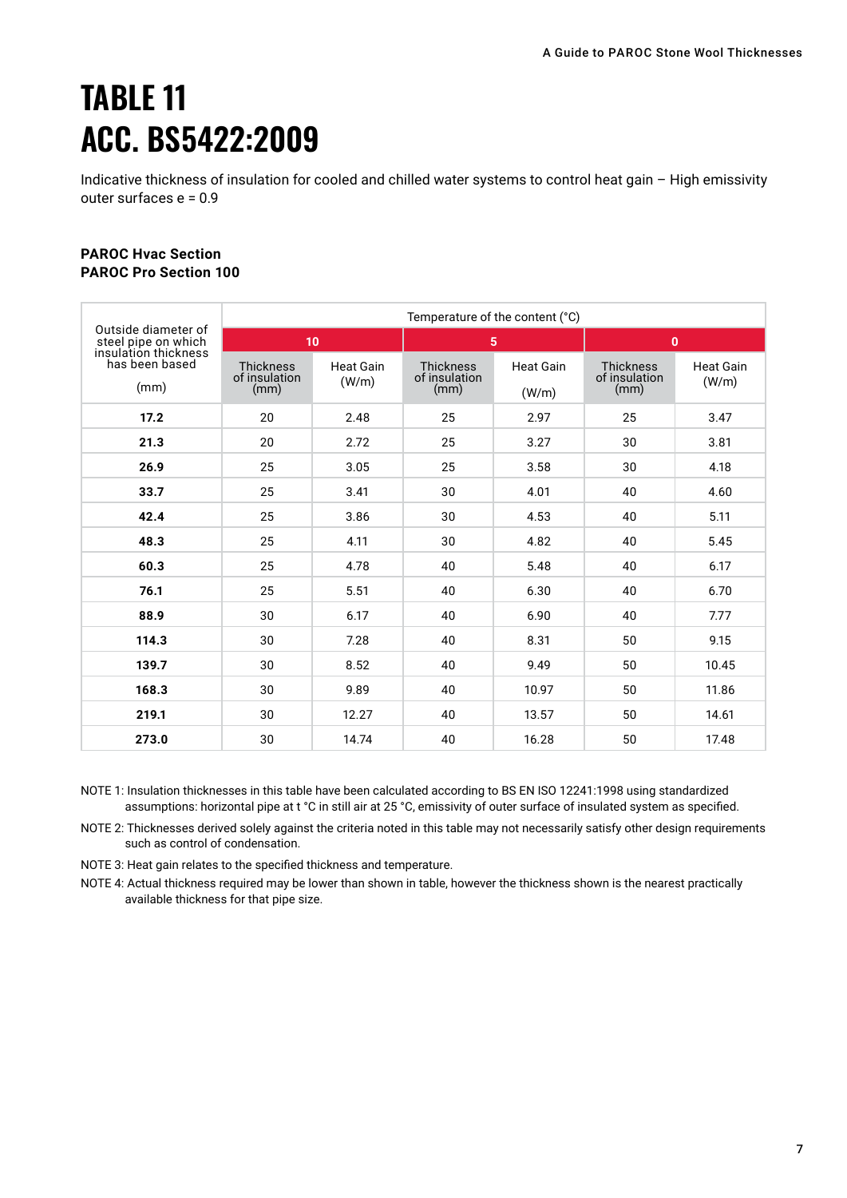# TABLE 11
# ACC. BS5422:2009

Indicative thickness of insulation for cooled and chilled water systems to control heat gain – High emissivity outer surfaces e = 0.9

**PAROC Hvac Section**
**PAROC Pro Section 100**

| Outside diameter of steel pipe on which insulation thickness has been based (mm) | Temperature of the content (°C) | | | | | |
|---|---|---|---|---|---|---|
| | 10 | | 5 | | 0 | |
| | Thickness of insulation (mm) | Heat Gain (W/m) | Thickness of insulation (mm) | Heat Gain (W/m) | Thickness of insulation (mm) | Heat Gain (W/m) |
| **17.2** | 20 | 2.48 | 25 | 2.97 | 25 | 3.47 |
| **21.3** | 20 | 2.72 | 25 | 3.27 | 30 | 3.81 |
| **26.9** | 25 | 3.05 | 25 | 3.58 | 30 | 4.18 |
| **33.7** | 25 | 3.41 | 30 | 4.01 | 40 | 4.60 |
| **42.4** | 25 | 3.86 | 30 | 4.53 | 40 | 5.11 |
| **48.3** | 25 | 4.11 | 30 | 4.82 | 40 | 5.45 |
| **60.3** | 25 | 4.78 | 40 | 5.48 | 40 | 6.17 |
| **76.1** | 25 | 5.51 | 40 | 6.30 | 40 | 6.70 |
| **88.9** | 30 | 6.17 | 40 | 6.90 | 40 | 7.77 |
| **114.3** | 30 | 7.28 | 40 | 8.31 | 50 | 9.15 |
| **139.7** | 30 | 8.52 | 40 | 9.49 | 50 | 10.45 |
| **168.3** | 30 | 9.89 | 40 | 10.97 | 50 | 11.86 |
| **219.1** | 30 | 12.27 | 40 | 13.57 | 50 | 14.61 |
| **273.0** | 30 | 14.74 | 40 | 16.28 | 50 | 17.48 |

NOTE 1: Insulation thicknesses in this table have been calculated according to BS EN ISO 12241:1998 using standardized assumptions: horizontal pipe at t °C in still air at 25 °C, emissivity of outer surface of insulated system as specified.

NOTE 2: Thicknesses derived solely against the criteria noted in this table may not necessarily satisfy other design requirements such as control of condensation.

NOTE 3: Heat gain relates to the specified thickness and temperature.

NOTE 4: Actual thickness required may be lower than shown in table, however the thickness shown is the nearest practically available thickness for that pipe size.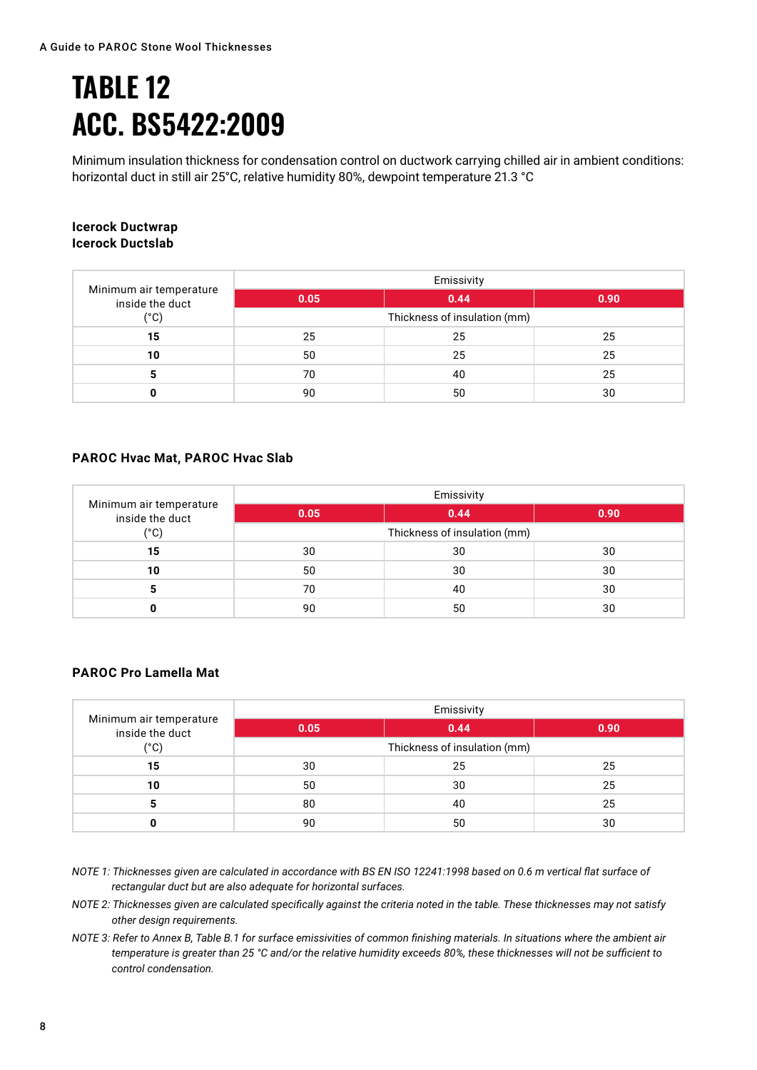# TABLE 12
# ACC. BS5422:2009

Minimum insulation thickness for condensation control on ductwork carrying chilled air in ambient conditions: horizontal duct in still air 25°C, relative humidity 80%, dewpoint temperature 21.3 °C

**Icerock Ductwrap**
**Icerock Ductslab**

| Minimum air temperature inside the duct (°C) | Emissivity | | |
|---|---|---|---|
| | **0.05** | **0.44** | **0.90** |
| | Thickness of insulation (mm) | | |
| **15** | 25 | 25 | 25 |
| **10** | 50 | 25 | 25 |
| **5** | 70 | 40 | 25 |
| **0** | 90 | 50 | 30 |

**PAROC Hvac Mat, PAROC Hvac Slab**

| Minimum air temperature inside the duct (°C) | Emissivity | | |
|---|---|---|---|
| | **0.05** | **0.44** | **0.90** |
| | Thickness of insulation (mm) | | |
| **15** | 30 | 30 | 30 |
| **10** | 50 | 30 | 30 |
| **5** | 70 | 40 | 30 |
| **0** | 90 | 50 | 30 |

**PAROC Pro Lamella Mat**

| Minimum air temperature inside the duct (°C) | Emissivity | | |
|---|---|---|---|
| | **0.05** | **0.44** | **0.90** |
| | Thickness of insulation (mm) | | |
| **15** | 30 | 25 | 25 |
| **10** | 50 | 30 | 25 |
| **5** | 80 | 40 | 25 |
| **0** | 90 | 50 | 30 |

*NOTE 1: Thicknesses given are calculated in accordance with BS EN ISO 12241:1998 based on 0.6 m vertical flat surface of rectangular duct but are also adequate for horizontal surfaces.*

*NOTE 2: Thicknesses given are calculated specifically against the criteria noted in the table. These thicknesses may not satisfy other design requirements.*

*NOTE 3: Refer to Annex B, Table B.1 for surface emissivities of common finishing materials. In situations where the ambient air temperature is greater than 25 °C and/or the relative humidity exceeds 80%, these thicknesses will not be sufficient to control condensation.*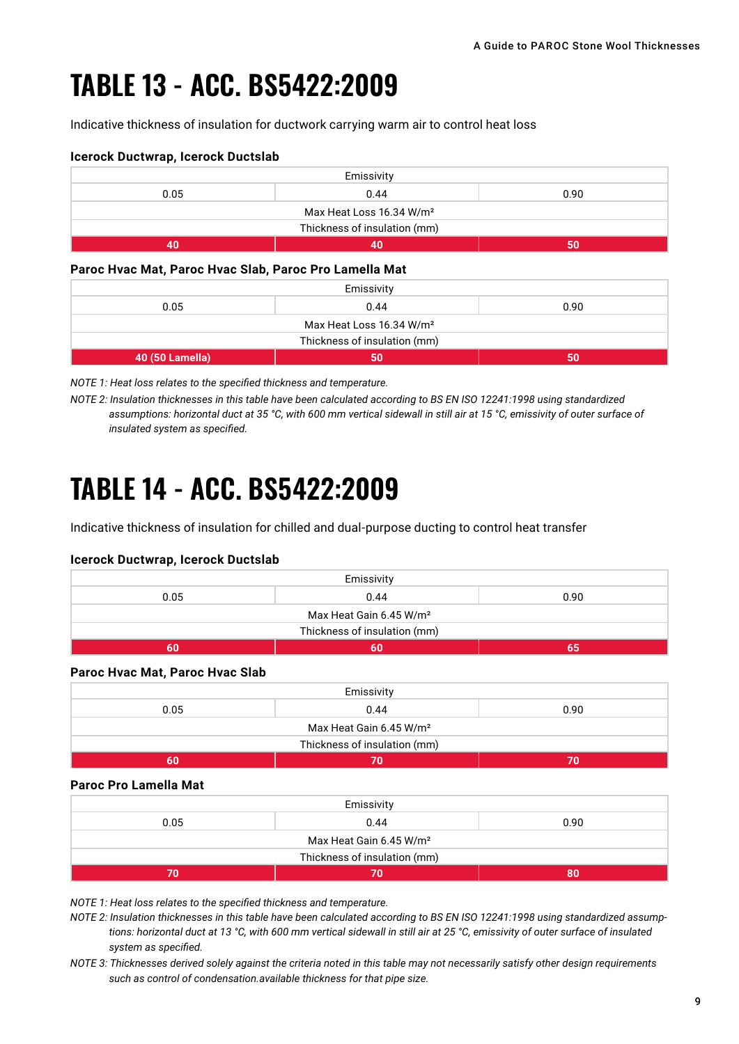# TABLE 13 - ACC. BS5422:2009

Indicative thickness of insulation for ductwork carrying warm air to control heat loss

**Icerock Ductwrap, Icerock Ductslab**

| Emissivity | | |
|---|---|---|
| 0.05 | 0.44 | 0.90 |
| Max Heat Loss 16.34 W/m² | | |
| Thickness of insulation (mm) | | |
| **40** | **40** | **50** |

**Paroc Hvac Mat, Paroc Hvac Slab, Paroc Pro Lamella Mat**

| Emissivity | | |
|---|---|---|
| 0.05 | 0.44 | 0.90 |
| Max Heat Loss 16.34 W/m² | | |
| Thickness of insulation (mm) | | |
| **40 (50 Lamella)** | **50** | **50** |

*NOTE 1: Heat loss relates to the specified thickness and temperature.*

*NOTE 2: Insulation thicknesses in this table have been calculated according to BS EN ISO 12241:1998 using standardized assumptions: horizontal duct at 35 °C, with 600 mm vertical sidewall in still air at 15 °C, emissivity of outer surface of insulated system as specified.*

# TABLE 14 - ACC. BS5422:2009

Indicative thickness of insulation for chilled and dual-purpose ducting to control heat transfer

**Icerock Ductwrap, Icerock Ductslab**

| Emissivity | | |
|---|---|---|
| 0.05 | 0.44 | 0.90 |
| Max Heat Gain 6.45 W/m² | | |
| Thickness of insulation (mm) | | |
| **60** | **60** | **65** |

**Paroc Hvac Mat, Paroc Hvac Slab**

| Emissivity | | |
|---|---|---|
| 0.05 | 0.44 | 0.90 |
| Max Heat Gain 6.45 W/m² | | |
| Thickness of insulation (mm) | | |
| **60** | **70** | **70** |

**Paroc Pro Lamella Mat**

| Emissivity | | |
|---|---|---|
| 0.05 | 0.44 | 0.90 |
| Max Heat Gain 6.45 W/m² | | |
| Thickness of insulation (mm) | | |
| **70** | **70** | **80** |

*NOTE 1: Heat loss relates to the specified thickness and temperature.*

*NOTE 2: Insulation thicknesses in this table have been calculated according to BS EN ISO 12241:1998 using standardized assumptions: horizontal duct at 13 °C, with 600 mm vertical sidewall in still air at 25 °C, emissivity of outer surface of insulated system as specified.*

*NOTE 3: Thicknesses derived solely against the criteria noted in this table may not necessarily satisfy other design requirements such as control of condensation.available thickness for that pipe size.*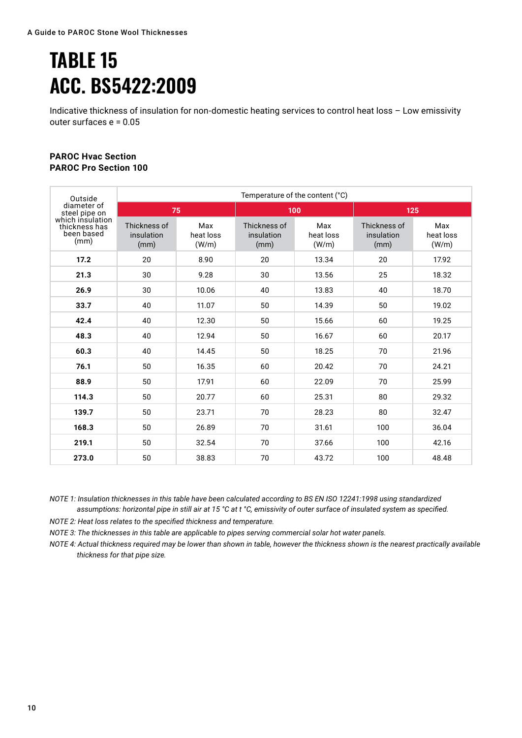# TABLE 15
# ACC. BS5422:2009

Indicative thickness of insulation for non-domestic heating services to control heat loss – Low emissivity outer surfaces e = 0.05

**PAROC Hvac Section**
**PAROC Pro Section 100**

| Outside diameter of steel pipe on which insulation thickness has been based (mm) | Temperature of the content (°C) | | | | | |
|---|---|---|---|---|---|---|
| | 75 | | 100 | | 125 | |
| | Thickness of insulation (mm) | Max heat loss (W/m) | Thickness of insulation (mm) | Max heat loss (W/m) | Thickness of insulation (mm) | Max heat loss (W/m) |
| **17.2** | 20 | 8.90 | 20 | 13.34 | 20 | 17.92 |
| **21.3** | 30 | 9.28 | 30 | 13.56 | 25 | 18.32 |
| **26.9** | 30 | 10.06 | 40 | 13.83 | 40 | 18.70 |
| **33.7** | 40 | 11.07 | 50 | 14.39 | 50 | 19.02 |
| **42.4** | 40 | 12.30 | 50 | 15.66 | 60 | 19.25 |
| **48.3** | 40 | 12.94 | 50 | 16.67 | 60 | 20.17 |
| **60.3** | 40 | 14.45 | 50 | 18.25 | 70 | 21.96 |
| **76.1** | 50 | 16.35 | 60 | 20.42 | 70 | 24.21 |
| **88.9** | 50 | 17.91 | 60 | 22.09 | 70 | 25.99 |
| **114.3** | 50 | 20.77 | 60 | 25.31 | 80 | 29.32 |
| **139.7** | 50 | 23.71 | 70 | 28.23 | 80 | 32.47 |
| **168.3** | 50 | 26.89 | 70 | 31.61 | 100 | 36.04 |
| **219.1** | 50 | 32.54 | 70 | 37.66 | 100 | 42.16 |
| **273.0** | 50 | 38.83 | 70 | 43.72 | 100 | 48.48 |

*NOTE 1: Insulation thicknesses in this table have been calculated according to BS EN ISO 12241:1998 using standardized assumptions: horizontal pipe in still air at 15 °C at t °C, emissivity of outer surface of insulated system as specified.*

*NOTE 2: Heat loss relates to the specified thickness and temperature.*

*NOTE 3: The thicknesses in this table are applicable to pipes serving commercial solar hot water panels.*

*NOTE 4: Actual thickness required may be lower than shown in table, however the thickness shown is the nearest practically available thickness for that pipe size.*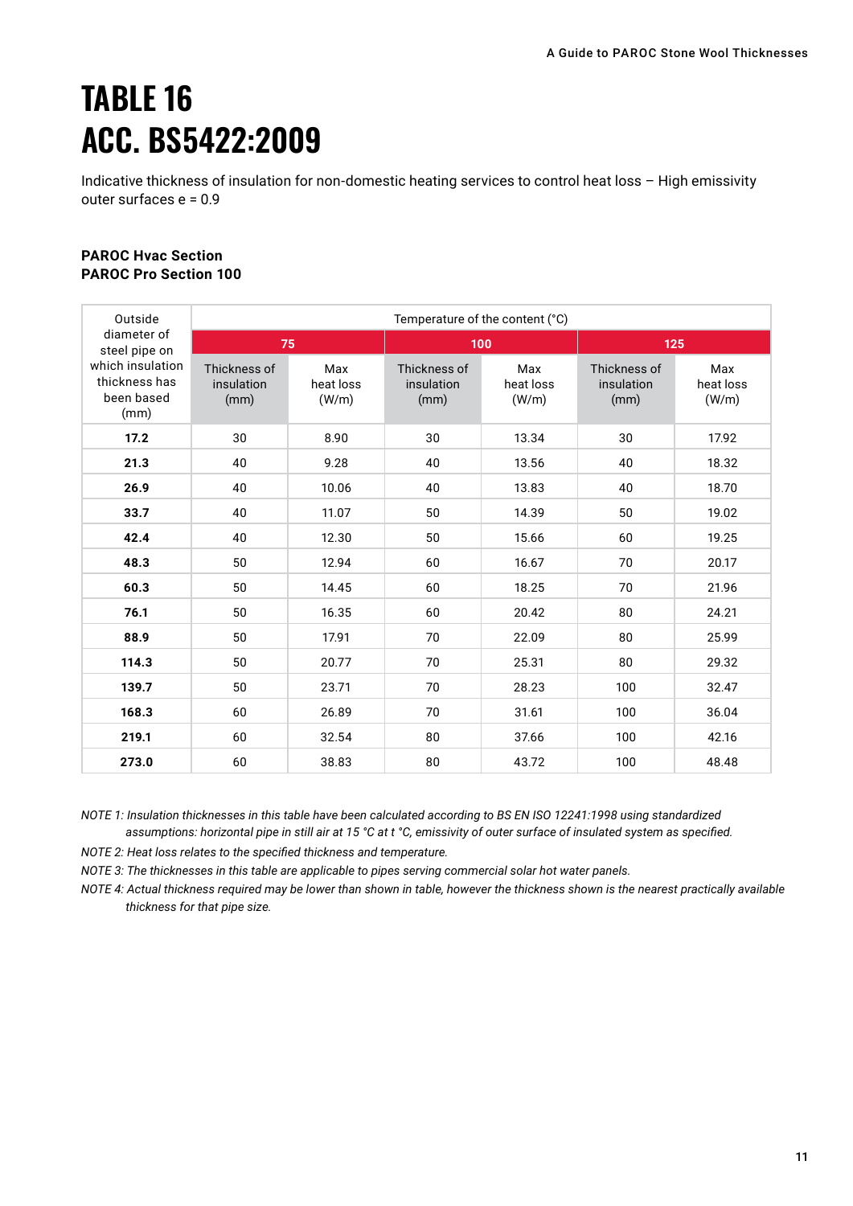# TABLE 16
# ACC. BS5422:2009

Indicative thickness of insulation for non-domestic heating services to control heat loss – High emissivity outer surfaces e = 0.9

**PAROC Hvac Section**
**PAROC Pro Section 100**

| Outside diameter of steel pipe on which insulation thickness has been based (mm) | Temperature of the content (°C) | | | | | |
|---|---|---|---|---|---|---|
| | 75 | | 100 | | 125 | |
| | Thickness of insulation (mm) | Max heat loss (W/m) | Thickness of insulation (mm) | Max heat loss (W/m) | Thickness of insulation (mm) | Max heat loss (W/m) |
| **17.2** | 30 | 8.90 | 30 | 13.34 | 30 | 17.92 |
| **21.3** | 40 | 9.28 | 40 | 13.56 | 40 | 18.32 |
| **26.9** | 40 | 10.06 | 40 | 13.83 | 40 | 18.70 |
| **33.7** | 40 | 11.07 | 50 | 14.39 | 50 | 19.02 |
| **42.4** | 40 | 12.30 | 50 | 15.66 | 60 | 19.25 |
| **48.3** | 50 | 12.94 | 60 | 16.67 | 70 | 20.17 |
| **60.3** | 50 | 14.45 | 60 | 18.25 | 70 | 21.96 |
| **76.1** | 50 | 16.35 | 60 | 20.42 | 80 | 24.21 |
| **88.9** | 50 | 17.91 | 70 | 22.09 | 80 | 25.99 |
| **114.3** | 50 | 20.77 | 70 | 25.31 | 80 | 29.32 |
| **139.7** | 50 | 23.71 | 70 | 28.23 | 100 | 32.47 |
| **168.3** | 60 | 26.89 | 70 | 31.61 | 100 | 36.04 |
| **219.1** | 60 | 32.54 | 80 | 37.66 | 100 | 42.16 |
| **273.0** | 60 | 38.83 | 80 | 43.72 | 100 | 48.48 |

*NOTE 1: Insulation thicknesses in this table have been calculated according to BS EN ISO 12241:1998 using standardized assumptions: horizontal pipe in still air at 15 °C at t °C, emissivity of outer surface of insulated system as specified.*

*NOTE 2: Heat loss relates to the specified thickness and temperature.*

*NOTE 3: The thicknesses in this table are applicable to pipes serving commercial solar hot water panels.*

*NOTE 4: Actual thickness required may be lower than shown in table, however the thickness shown is the nearest practically available thickness for that pipe size.*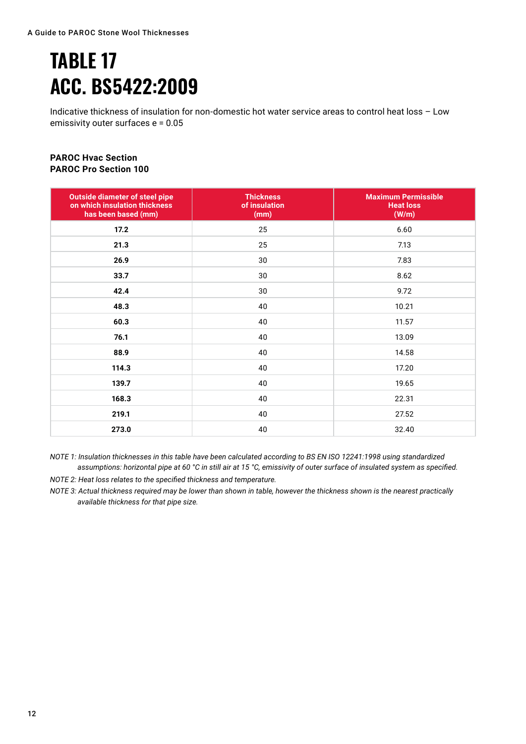# TABLE 17
# ACC. BS5422:2009

Indicative thickness of insulation for non-domestic hot water service areas to control heat loss – Low emissivity outer surfaces e = 0.05

**PAROC Hvac Section**
**PAROC Pro Section 100**

| Outside diameter of steel pipe on which insulation thickness has been based (mm) | Thickness of insulation (mm) | Maximum Permissible Heat loss (W/m) |
|---|---|---|
| **17.2** | 25 | 6.60 |
| **21.3** | 25 | 7.13 |
| **26.9** | 30 | 7.83 |
| **33.7** | 30 | 8.62 |
| **42.4** | 30 | 9.72 |
| **48.3** | 40 | 10.21 |
| **60.3** | 40 | 11.57 |
| **76.1** | 40 | 13.09 |
| **88.9** | 40 | 14.58 |
| **114.3** | 40 | 17.20 |
| **139.7** | 40 | 19.65 |
| **168.3** | 40 | 22.31 |
| **219.1** | 40 | 27.52 |
| **273.0** | 40 | 32.40 |

*NOTE 1: Insulation thicknesses in this table have been calculated according to BS EN ISO 12241:1998 using standardized assumptions: horizontal pipe at 60 °C in still air at 15 °C, emissivity of outer surface of insulated system as specified.*

*NOTE 2: Heat loss relates to the specified thickness and temperature.*

*NOTE 3: Actual thickness required may be lower than shown in table, however the thickness shown is the nearest practically available thickness for that pipe size.*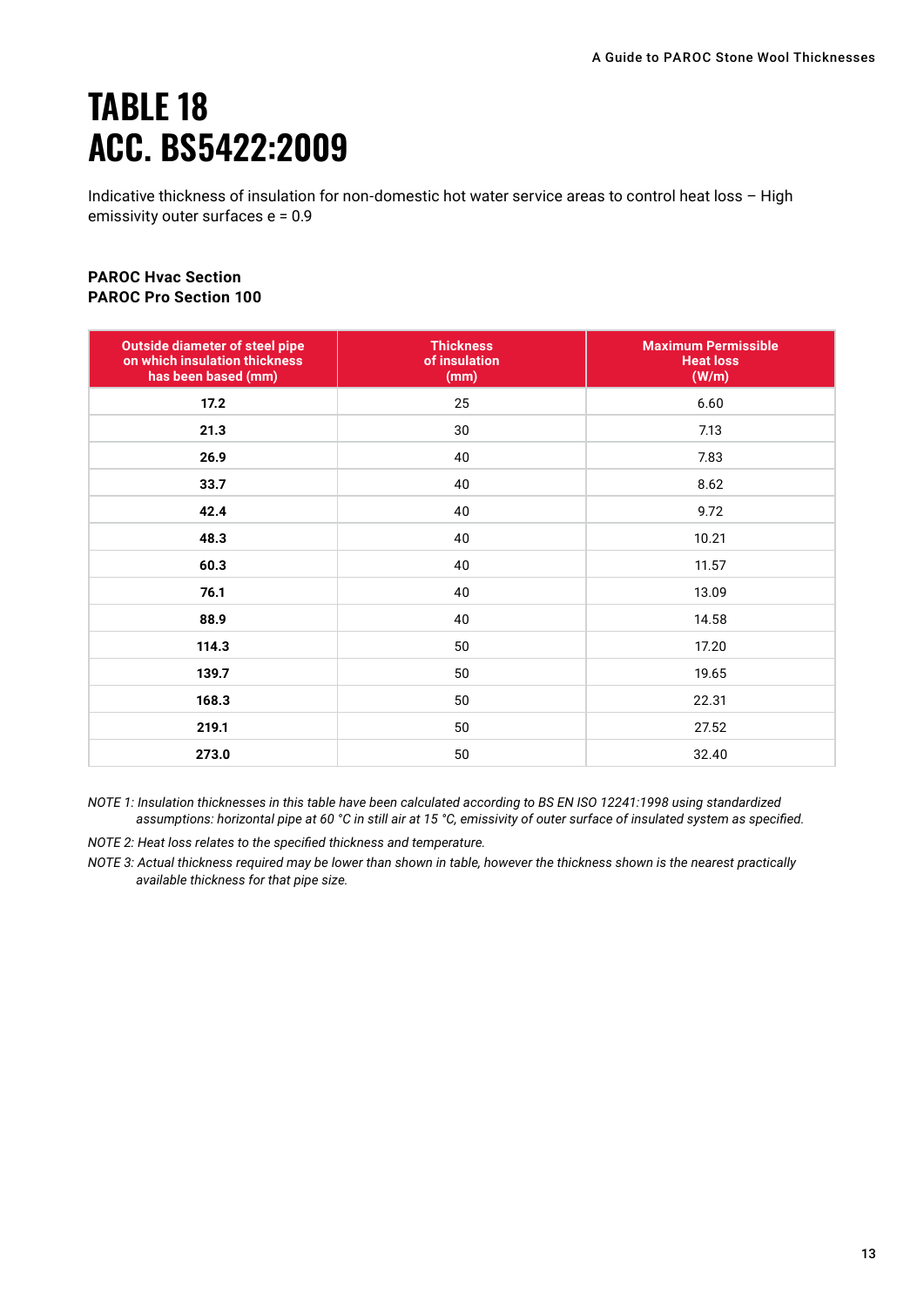# TABLE 18
# ACC. BS5422:2009

Indicative thickness of insulation for non-domestic hot water service areas to control heat loss – High emissivity outer surfaces e = 0.9

**PAROC Hvac Section**
**PAROC Pro Section 100**

| Outside diameter of steel pipe on which insulation thickness has been based (mm) | Thickness of insulation (mm) | Maximum Permissible Heat loss (W/m) |
|---|---|---|
| **17.2** | 25 | 6.60 |
| **21.3** | 30 | 7.13 |
| **26.9** | 40 | 7.83 |
| **33.7** | 40 | 8.62 |
| **42.4** | 40 | 9.72 |
| **48.3** | 40 | 10.21 |
| **60.3** | 40 | 11.57 |
| **76.1** | 40 | 13.09 |
| **88.9** | 40 | 14.58 |
| **114.3** | 50 | 17.20 |
| **139.7** | 50 | 19.65 |
| **168.3** | 50 | 22.31 |
| **219.1** | 50 | 27.52 |
| **273.0** | 50 | 32.40 |

*NOTE 1: Insulation thicknesses in this table have been calculated according to BS EN ISO 12241:1998 using standardized assumptions: horizontal pipe at 60 °C in still air at 15 °C, emissivity of outer surface of insulated system as specified.*

*NOTE 2: Heat loss relates to the specified thickness and temperature.*

*NOTE 3: Actual thickness required may be lower than shown in table, however the thickness shown is the nearest practically available thickness for that pipe size.*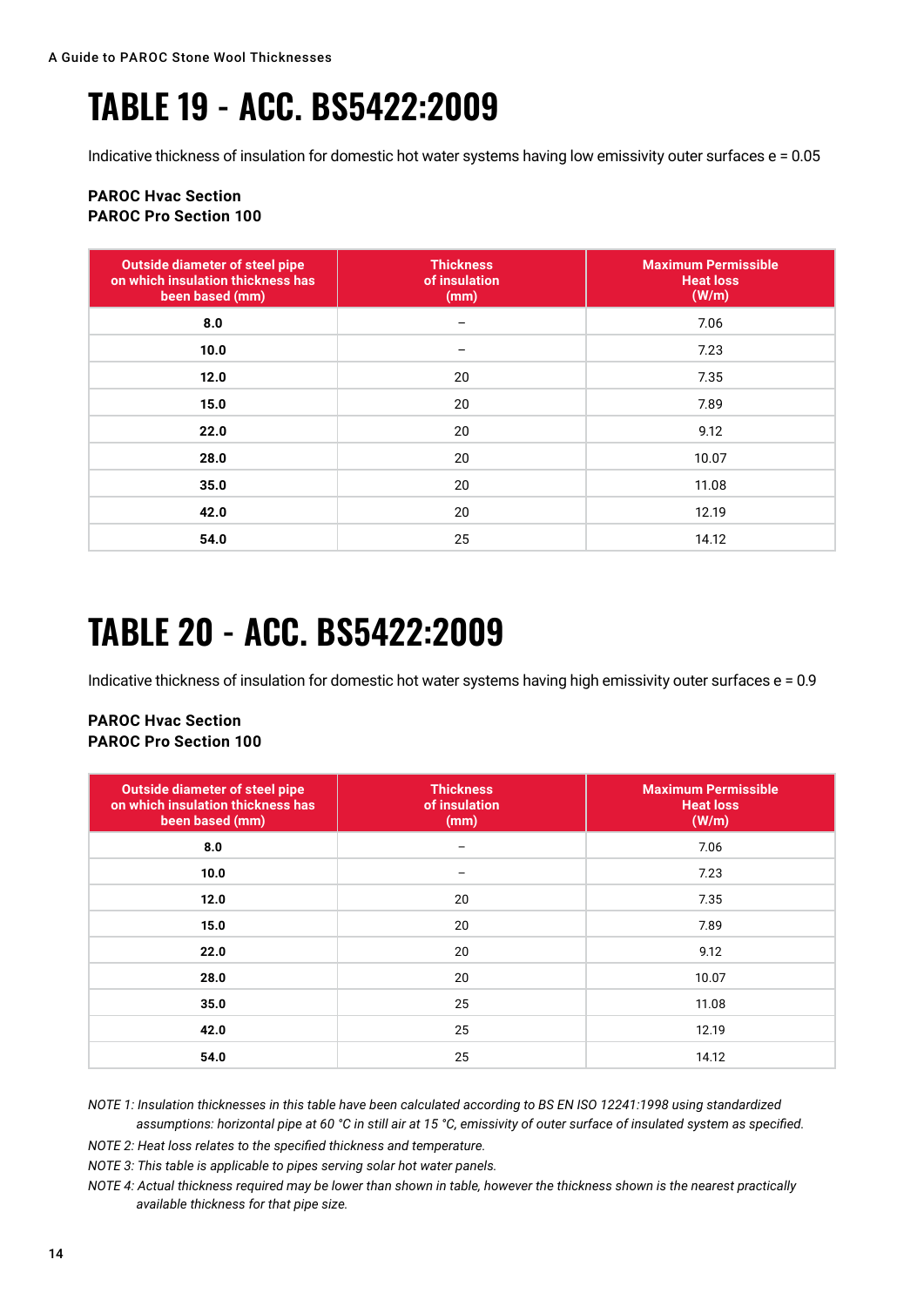# TABLE 19 - ACC. BS5422:2009

Indicative thickness of insulation for domestic hot water systems having low emissivity outer surfaces e = 0.05

**PAROC Hvac Section**
**PAROC Pro Section 100**

| Outside diameter of steel pipe on which insulation thickness has been based (mm) | Thickness of insulation (mm) | Maximum Permissible Heat loss (W/m) |
|---|---|---|
| **8.0** | – | 7.06 |
| **10.0** | – | 7.23 |
| **12.0** | 20 | 7.35 |
| **15.0** | 20 | 7.89 |
| **22.0** | 20 | 9.12 |
| **28.0** | 20 | 10.07 |
| **35.0** | 20 | 11.08 |
| **42.0** | 20 | 12.19 |
| **54.0** | 25 | 14.12 |

# TABLE 20 - ACC. BS5422:2009

Indicative thickness of insulation for domestic hot water systems having high emissivity outer surfaces e = 0.9

**PAROC Hvac Section**
**PAROC Pro Section 100**

| Outside diameter of steel pipe on which insulation thickness has been based (mm) | Thickness of insulation (mm) | Maximum Permissible Heat loss (W/m) |
|---|---|---|
| **8.0** | – | 7.06 |
| **10.0** | – | 7.23 |
| **12.0** | 20 | 7.35 |
| **15.0** | 20 | 7.89 |
| **22.0** | 20 | 9.12 |
| **28.0** | 20 | 10.07 |
| **35.0** | 25 | 11.08 |
| **42.0** | 25 | 12.19 |
| **54.0** | 25 | 14.12 |

*NOTE 1: Insulation thicknesses in this table have been calculated according to BS EN ISO 12241:1998 using standardized assumptions: horizontal pipe at 60 °C in still air at 15 °C, emissivity of outer surface of insulated system as specified.*

*NOTE 2: Heat loss relates to the specified thickness and temperature.*

*NOTE 3: This table is applicable to pipes serving solar hot water panels.*

*NOTE 4: Actual thickness required may be lower than shown in table, however the thickness shown is the nearest practically available thickness for that pipe size.*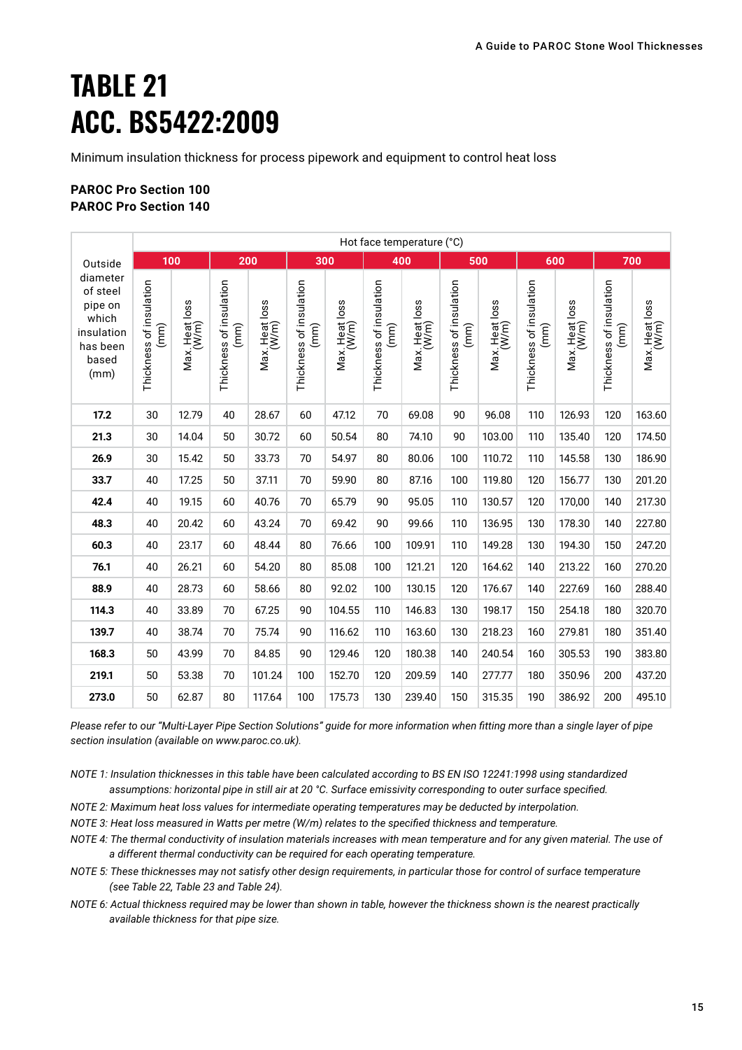# TABLE 21
# ACC. BS5422:2009

Minimum insulation thickness for process pipework and equipment to control heat loss

**PAROC Pro Section 100**
**PAROC Pro Section 140**

| Outside diameter of steel pipe on which insulation has been based (mm) | Hot face temperature (°C) | | | | | | | | | | | | | |
|---|---|---|---|---|---|---|---|---|---|---|---|---|---|---|
| | 100 | | 200 | | 300 | | 400 | | 500 | | 600 | | 700 | |
| | Thickness of insulation (mm) | Max. Heat loss (W/m) | Thickness of insulation (mm) | Max. Heat loss (W/m) | Thickness of insulation (mm) | Max. Heat loss (W/m) | Thickness of insulation (mm) | Max. Heat loss (W/m) | Thickness of insulation (mm) | Max. Heat loss (W/m) | Thickness of insulation (mm) | Max. Heat loss (W/m) | Thickness of insulation (mm) | Max. Heat loss (W/m) |
| **17.2** | 30 | 12.79 | 40 | 28.67 | 60 | 47.12 | 70 | 69.08 | 90 | 96.08 | 110 | 126.93 | 120 | 163.60 |
| **21.3** | 30 | 14.04 | 50 | 30.72 | 60 | 50.54 | 80 | 74.10 | 90 | 103.00 | 110 | 135.40 | 120 | 174.50 |
| **26.9** | 30 | 15.42 | 50 | 33.73 | 70 | 54.97 | 80 | 80.06 | 100 | 110.72 | 110 | 145.58 | 130 | 186.90 |
| **33.7** | 40 | 17.25 | 50 | 37.11 | 70 | 59.90 | 80 | 87.16 | 100 | 119.80 | 120 | 156.77 | 130 | 201.20 |
| **42.4** | 40 | 19.15 | 60 | 40.76 | 70 | 65.79 | 90 | 95.05 | 110 | 130.57 | 120 | 170,00 | 140 | 217.30 |
| **48.3** | 40 | 20.42 | 60 | 43.24 | 70 | 69.42 | 90 | 99.66 | 110 | 136.95 | 130 | 178.30 | 140 | 227.80 |
| **60.3** | 40 | 23.17 | 60 | 48.44 | 80 | 76.66 | 100 | 109.91 | 110 | 149.28 | 130 | 194.30 | 150 | 247.20 |
| **76.1** | 40 | 26.21 | 60 | 54.20 | 80 | 85.08 | 100 | 121.21 | 120 | 164.62 | 140 | 213.22 | 160 | 270.20 |
| **88.9** | 40 | 28.73 | 60 | 58.66 | 80 | 92.02 | 100 | 130.15 | 120 | 176.67 | 140 | 227.69 | 160 | 288.40 |
| **114.3** | 40 | 33.89 | 70 | 67.25 | 90 | 104.55 | 110 | 146.83 | 130 | 198.17 | 150 | 254.18 | 180 | 320.70 |
| **139.7** | 40 | 38.74 | 70 | 75.74 | 90 | 116.62 | 110 | 163.60 | 130 | 218.23 | 160 | 279.81 | 180 | 351.40 |
| **168.3** | 50 | 43.99 | 70 | 84.85 | 90 | 129.46 | 120 | 180.38 | 140 | 240.54 | 160 | 305.53 | 190 | 383.80 |
| **219.1** | 50 | 53.38 | 70 | 101.24 | 100 | 152.70 | 120 | 209.59 | 140 | 277.77 | 180 | 350.96 | 200 | 437.20 |
| **273.0** | 50 | 62.87 | 80 | 117.64 | 100 | 175.73 | 130 | 239.40 | 150 | 315.35 | 190 | 386.92 | 200 | 495.10 |

*Please refer to our "Multi-Layer Pipe Section Solutions" guide for more information when fitting more than a single layer of pipe section insulation (available on www.paroc.co.uk).*

*NOTE 1: Insulation thicknesses in this table have been calculated according to BS EN ISO 12241:1998 using standardized assumptions: horizontal pipe in still air at 20 °C. Surface emissivity corresponding to outer surface specified.*

*NOTE 2: Maximum heat loss values for intermediate operating temperatures may be deducted by interpolation.*

*NOTE 3: Heat loss measured in Watts per metre (W/m) relates to the specified thickness and temperature.*

*NOTE 4: The thermal conductivity of insulation materials increases with mean temperature and for any given material. The use of a different thermal conductivity can be required for each operating temperature.*

*NOTE 5: These thicknesses may not satisfy other design requirements, in particular those for control of surface temperature (see Table 22, Table 23 and Table 24).*

*NOTE 6: Actual thickness required may be lower than shown in table, however the thickness shown is the nearest practically available thickness for that pipe size.*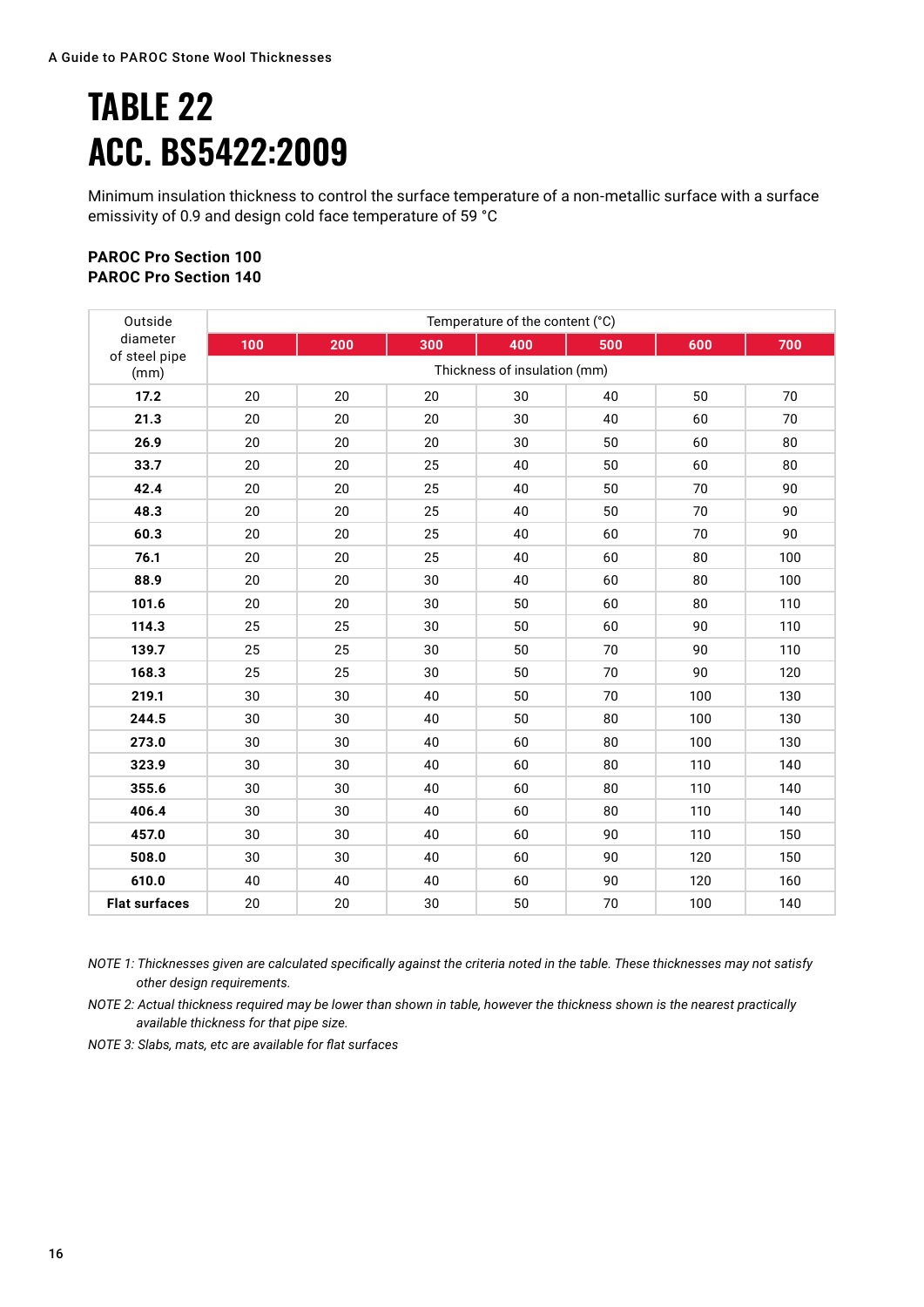# TABLE 22
# ACC. BS5422:2009

Minimum insulation thickness to control the surface temperature of a non-metallic surface with a surface emissivity of 0.9 and design cold face temperature of 59 °C

**PAROC Pro Section 100**
**PAROC Pro Section 140**

| Outside diameter of steel pipe (mm) | Temperature of the content (°C) | | | | | | |
|---|---|---|---|---|---|---|---|
| | 100 | 200 | 300 | 400 | 500 | 600 | 700 |
| | Thickness of insulation (mm) | | | | | | |
| **17.2** | 20 | 20 | 20 | 30 | 40 | 50 | 70 |
| **21.3** | 20 | 20 | 20 | 30 | 40 | 60 | 70 |
| **26.9** | 20 | 20 | 20 | 30 | 50 | 60 | 80 |
| **33.7** | 20 | 20 | 25 | 40 | 50 | 60 | 80 |
| **42.4** | 20 | 20 | 25 | 40 | 50 | 70 | 90 |
| **48.3** | 20 | 20 | 25 | 40 | 50 | 70 | 90 |
| **60.3** | 20 | 20 | 25 | 40 | 60 | 70 | 90 |
| **76.1** | 20 | 20 | 25 | 40 | 60 | 80 | 100 |
| **88.9** | 20 | 20 | 30 | 40 | 60 | 80 | 100 |
| **101.6** | 20 | 20 | 30 | 50 | 60 | 80 | 110 |
| **114.3** | 25 | 25 | 30 | 50 | 60 | 90 | 110 |
| **139.7** | 25 | 25 | 30 | 50 | 70 | 90 | 110 |
| **168.3** | 25 | 25 | 30 | 50 | 70 | 90 | 120 |
| **219.1** | 30 | 30 | 40 | 50 | 70 | 100 | 130 |
| **244.5** | 30 | 30 | 40 | 50 | 80 | 100 | 130 |
| **273.0** | 30 | 30 | 40 | 60 | 80 | 100 | 130 |
| **323.9** | 30 | 30 | 40 | 60 | 80 | 110 | 140 |
| **355.6** | 30 | 30 | 40 | 60 | 80 | 110 | 140 |
| **406.4** | 30 | 30 | 40 | 60 | 80 | 110 | 140 |
| **457.0** | 30 | 30 | 40 | 60 | 90 | 110 | 150 |
| **508.0** | 30 | 30 | 40 | 60 | 90 | 120 | 150 |
| **610.0** | 40 | 40 | 40 | 60 | 90 | 120 | 160 |
| **Flat surfaces** | 20 | 20 | 30 | 50 | 70 | 100 | 140 |

*NOTE 1: Thicknesses given are calculated specifically against the criteria noted in the table. These thicknesses may not satisfy other design requirements.*

*NOTE 2: Actual thickness required may be lower than shown in table, however the thickness shown is the nearest practically available thickness for that pipe size.*

*NOTE 3: Slabs, mats, etc are available for flat surfaces*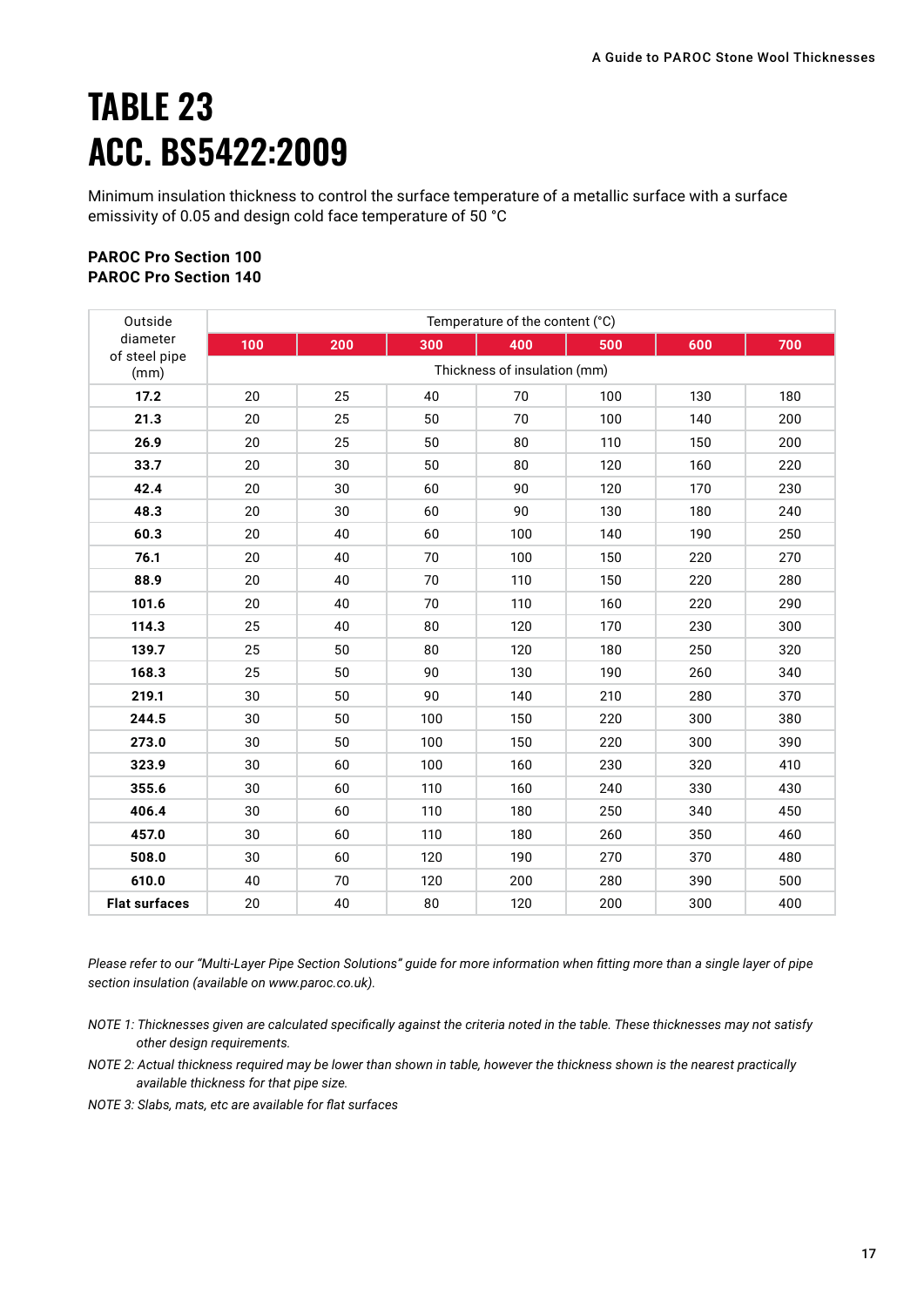# TABLE 23
# ACC. BS5422:2009

Minimum insulation thickness to control the surface temperature of a metallic surface with a surface emissivity of 0.05 and design cold face temperature of 50 °C

**PAROC Pro Section 100**
**PAROC Pro Section 140**

| Outside diameter of steel pipe (mm) | Temperature of the content (°C) | | | | | | |
|---|---|---|---|---|---|---|---|
| | 100 | 200 | 300 | 400 | 500 | 600 | 700 |
| | Thickness of insulation (mm) | | | | | | |
| **17.2** | 20 | 25 | 40 | 70 | 100 | 130 | 180 |
| **21.3** | 20 | 25 | 50 | 70 | 100 | 140 | 200 |
| **26.9** | 20 | 25 | 50 | 80 | 110 | 150 | 200 |
| **33.7** | 20 | 30 | 50 | 80 | 120 | 160 | 220 |
| **42.4** | 20 | 30 | 60 | 90 | 120 | 170 | 230 |
| **48.3** | 20 | 30 | 60 | 90 | 130 | 180 | 240 |
| **60.3** | 20 | 40 | 60 | 100 | 140 | 190 | 250 |
| **76.1** | 20 | 40 | 70 | 100 | 150 | 220 | 270 |
| **88.9** | 20 | 40 | 70 | 110 | 150 | 220 | 280 |
| **101.6** | 20 | 40 | 70 | 110 | 160 | 220 | 290 |
| **114.3** | 25 | 40 | 80 | 120 | 170 | 230 | 300 |
| **139.7** | 25 | 50 | 80 | 120 | 180 | 250 | 320 |
| **168.3** | 25 | 50 | 90 | 130 | 190 | 260 | 340 |
| **219.1** | 30 | 50 | 90 | 140 | 210 | 280 | 370 |
| **244.5** | 30 | 50 | 100 | 150 | 220 | 300 | 380 |
| **273.0** | 30 | 50 | 100 | 150 | 220 | 300 | 390 |
| **323.9** | 30 | 60 | 100 | 160 | 230 | 320 | 410 |
| **355.6** | 30 | 60 | 110 | 160 | 240 | 330 | 430 |
| **406.4** | 30 | 60 | 110 | 180 | 250 | 340 | 450 |
| **457.0** | 30 | 60 | 110 | 180 | 260 | 350 | 460 |
| **508.0** | 30 | 60 | 120 | 190 | 270 | 370 | 480 |
| **610.0** | 40 | 70 | 120 | 200 | 280 | 390 | 500 |
| **Flat surfaces** | 20 | 40 | 80 | 120 | 200 | 300 | 400 |

*Please refer to our "Multi-Layer Pipe Section Solutions" guide for more information when fitting more than a single layer of pipe section insulation (available on www.paroc.co.uk).*

*NOTE 1: Thicknesses given are calculated specifically against the criteria noted in the table. These thicknesses may not satisfy other design requirements.*

*NOTE 2: Actual thickness required may be lower than shown in table, however the thickness shown is the nearest practically available thickness for that pipe size.*

*NOTE 3: Slabs, mats, etc are available for flat surfaces*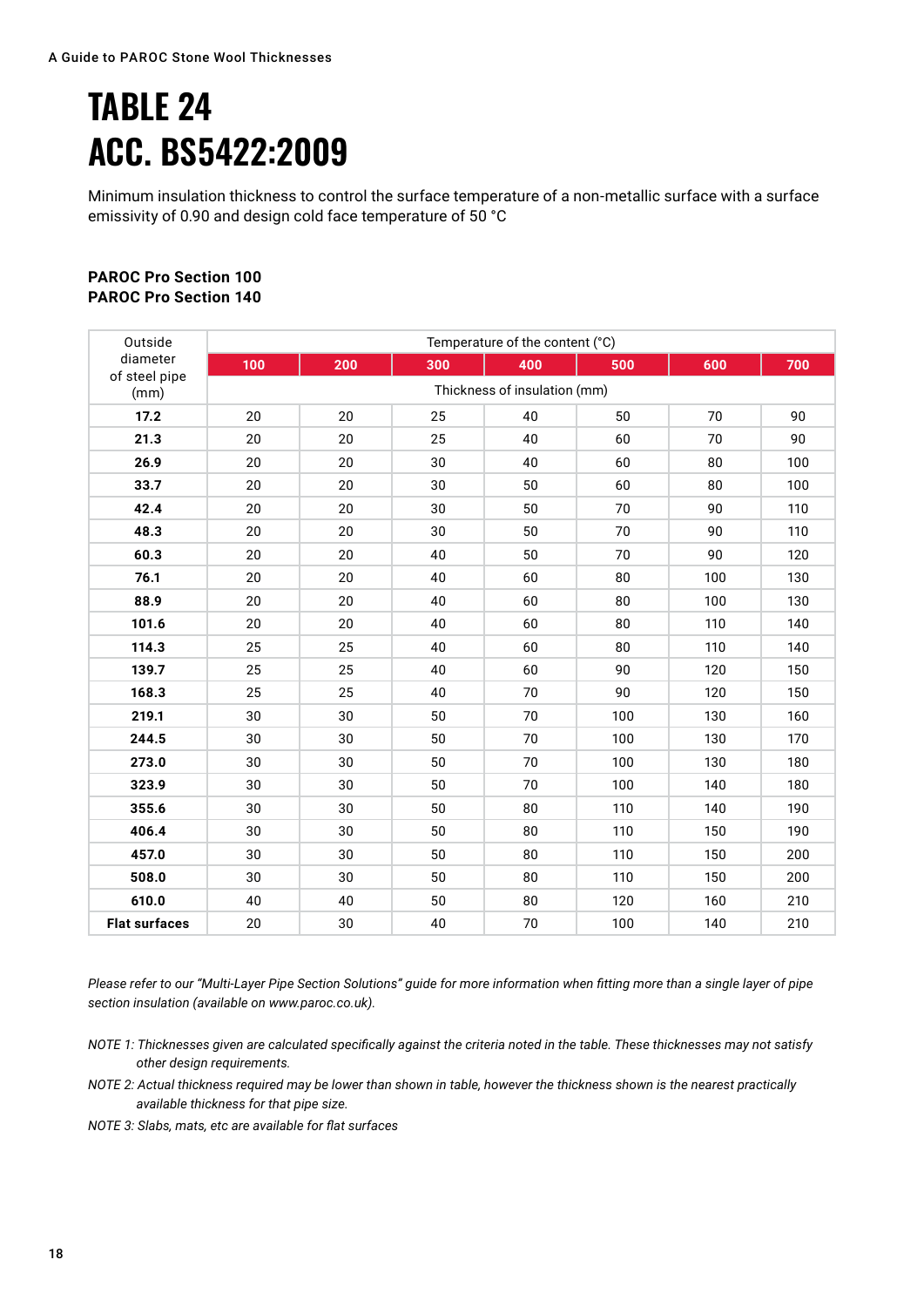# TABLE 24
# ACC. BS5422:2009

Minimum insulation thickness to control the surface temperature of a non-metallic surface with a surface emissivity of 0.90 and design cold face temperature of 50 °C

**PAROC Pro Section 100**
**PAROC Pro Section 140**

| Outside diameter of steel pipe (mm) | Temperature of the content (°C) | | | | | | |
|---|---|---|---|---|---|---|---|
| | 100 | 200 | 300 | 400 | 500 | 600 | 700 |
| | Thickness of insulation (mm) | | | | | | |
| **17.2** | 20 | 20 | 25 | 40 | 50 | 70 | 90 |
| **21.3** | 20 | 20 | 25 | 40 | 60 | 70 | 90 |
| **26.9** | 20 | 20 | 30 | 40 | 60 | 80 | 100 |
| **33.7** | 20 | 20 | 30 | 50 | 60 | 80 | 100 |
| **42.4** | 20 | 20 | 30 | 50 | 70 | 90 | 110 |
| **48.3** | 20 | 20 | 30 | 50 | 70 | 90 | 110 |
| **60.3** | 20 | 20 | 40 | 50 | 70 | 90 | 120 |
| **76.1** | 20 | 20 | 40 | 60 | 80 | 100 | 130 |
| **88.9** | 20 | 20 | 40 | 60 | 80 | 100 | 130 |
| **101.6** | 20 | 20 | 40 | 60 | 80 | 110 | 140 |
| **114.3** | 25 | 25 | 40 | 60 | 80 | 110 | 140 |
| **139.7** | 25 | 25 | 40 | 60 | 90 | 120 | 150 |
| **168.3** | 25 | 25 | 40 | 70 | 90 | 120 | 150 |
| **219.1** | 30 | 30 | 50 | 70 | 100 | 130 | 160 |
| **244.5** | 30 | 30 | 50 | 70 | 100 | 130 | 170 |
| **273.0** | 30 | 30 | 50 | 70 | 100 | 130 | 180 |
| **323.9** | 30 | 30 | 50 | 70 | 100 | 140 | 180 |
| **355.6** | 30 | 30 | 50 | 80 | 110 | 140 | 190 |
| **406.4** | 30 | 30 | 50 | 80 | 110 | 150 | 190 |
| **457.0** | 30 | 30 | 50 | 80 | 110 | 150 | 200 |
| **508.0** | 30 | 30 | 50 | 80 | 110 | 150 | 200 |
| **610.0** | 40 | 40 | 50 | 80 | 120 | 160 | 210 |
| **Flat surfaces** | 20 | 30 | 40 | 70 | 100 | 140 | 210 |

*Please refer to our "Multi-Layer Pipe Section Solutions" guide for more information when fitting more than a single layer of pipe section insulation (available on www.paroc.co.uk).*

*NOTE 1: Thicknesses given are calculated specifically against the criteria noted in the table. These thicknesses may not satisfy other design requirements.*

*NOTE 2: Actual thickness required may be lower than shown in table, however the thickness shown is the nearest practically available thickness for that pipe size.*

*NOTE 3: Slabs, mats, etc are available for flat surfaces*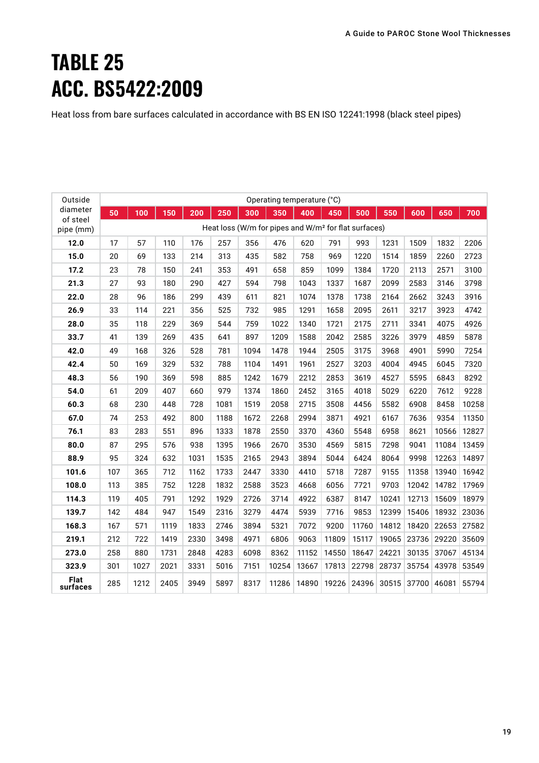# TABLE 25
# ACC. BS5422:2009

Heat loss from bare surfaces calculated in accordance with BS EN ISO 12241:1998 (black steel pipes)

| Outside diameter of steel pipe (mm) | Operating temperature (°C) | | | | | | | | | | | | | |
|---|---|---|---|---|---|---|---|---|---|---|---|---|---|---|
| | 50 | 100 | 150 | 200 | 250 | 300 | 350 | 400 | 450 | 500 | 550 | 600 | 650 | 700 |
| | Heat loss (W/m for pipes and W/m² for flat surfaces) | | | | | | | | | | | | | |
| **12.0** | 17 | 57 | 110 | 176 | 257 | 356 | 476 | 620 | 791 | 993 | 1231 | 1509 | 1832 | 2206 |
| **15.0** | 20 | 69 | 133 | 214 | 313 | 435 | 582 | 758 | 969 | 1220 | 1514 | 1859 | 2260 | 2723 |
| **17.2** | 23 | 78 | 150 | 241 | 353 | 491 | 658 | 859 | 1099 | 1384 | 1720 | 2113 | 2571 | 3100 |
| **21.3** | 27 | 93 | 180 | 290 | 427 | 594 | 798 | 1043 | 1337 | 1687 | 2099 | 2583 | 3146 | 3798 |
| **22.0** | 28 | 96 | 186 | 299 | 439 | 611 | 821 | 1074 | 1378 | 1738 | 2164 | 2662 | 3243 | 3916 |
| **26.9** | 33 | 114 | 221 | 356 | 525 | 732 | 985 | 1291 | 1658 | 2095 | 2611 | 3217 | 3923 | 4742 |
| **28.0** | 35 | 118 | 229 | 369 | 544 | 759 | 1022 | 1340 | 1721 | 2175 | 2711 | 3341 | 4075 | 4926 |
| **33.7** | 41 | 139 | 269 | 435 | 641 | 897 | 1209 | 1588 | 2042 | 2585 | 3226 | 3979 | 4859 | 5878 |
| **42.0** | 49 | 168 | 326 | 528 | 781 | 1094 | 1478 | 1944 | 2505 | 3175 | 3968 | 4901 | 5990 | 7254 |
| **42.4** | 50 | 169 | 329 | 532 | 788 | 1104 | 1491 | 1961 | 2527 | 3203 | 4004 | 4945 | 6045 | 7320 |
| **48.3** | 56 | 190 | 369 | 598 | 885 | 1242 | 1679 | 2212 | 2853 | 3619 | 4527 | 5595 | 6843 | 8292 |
| **54.0** | 61 | 209 | 407 | 660 | 979 | 1374 | 1860 | 2452 | 3165 | 4018 | 5029 | 6220 | 7612 | 9228 |
| **60.3** | 68 | 230 | 448 | 728 | 1081 | 1519 | 2058 | 2715 | 3508 | 4456 | 5582 | 6908 | 8458 | 10258 |
| **67.0** | 74 | 253 | 492 | 800 | 1188 | 1672 | 2268 | 2994 | 3871 | 4921 | 6167 | 7636 | 9354 | 11350 |
| **76.1** | 83 | 283 | 551 | 896 | 1333 | 1878 | 2550 | 3370 | 4360 | 5548 | 6958 | 8621 | 10566 | 12827 |
| **80.0** | 87 | 295 | 576 | 938 | 1395 | 1966 | 2670 | 3530 | 4569 | 5815 | 7298 | 9041 | 11084 | 13459 |
| **88.9** | 95 | 324 | 632 | 1031 | 1535 | 2165 | 2943 | 3894 | 5044 | 6424 | 8064 | 9998 | 12263 | 14897 |
| **101.6** | 107 | 365 | 712 | 1162 | 1733 | 2447 | 3330 | 4410 | 5718 | 7287 | 9155 | 11358 | 13940 | 16942 |
| **108.0** | 113 | 385 | 752 | 1228 | 1832 | 2588 | 3523 | 4668 | 6056 | 7721 | 9703 | 12042 | 14782 | 17969 |
| **114.3** | 119 | 405 | 791 | 1292 | 1929 | 2726 | 3714 | 4922 | 6387 | 8147 | 10241 | 12713 | 15609 | 18979 |
| **139.7** | 142 | 484 | 947 | 1549 | 2316 | 3279 | 4474 | 5939 | 7716 | 9853 | 12399 | 15406 | 18932 | 23036 |
| **168.3** | 167 | 571 | 1119 | 1833 | 2746 | 3894 | 5321 | 7072 | 9200 | 11760 | 14812 | 18420 | 22653 | 27582 |
| **219.1** | 212 | 722 | 1419 | 2330 | 3498 | 4971 | 6806 | 9063 | 11809 | 15117 | 19065 | 23736 | 29220 | 35609 |
| **273.0** | 258 | 880 | 1731 | 2848 | 4283 | 6098 | 8362 | 11152 | 14550 | 18647 | 24221 | 30135 | 37067 | 45134 |
| **323.9** | 301 | 1027 | 2021 | 3331 | 5016 | 7151 | 10254 | 13667 | 17813 | 22798 | 28737 | 35754 | 43978 | 53549 |
| **Flat surfaces** | 285 | 1212 | 2405 | 3949 | 5897 | 8317 | 11286 | 14890 | 19226 | 24396 | 30515 | 37700 | 46081 | 55794 |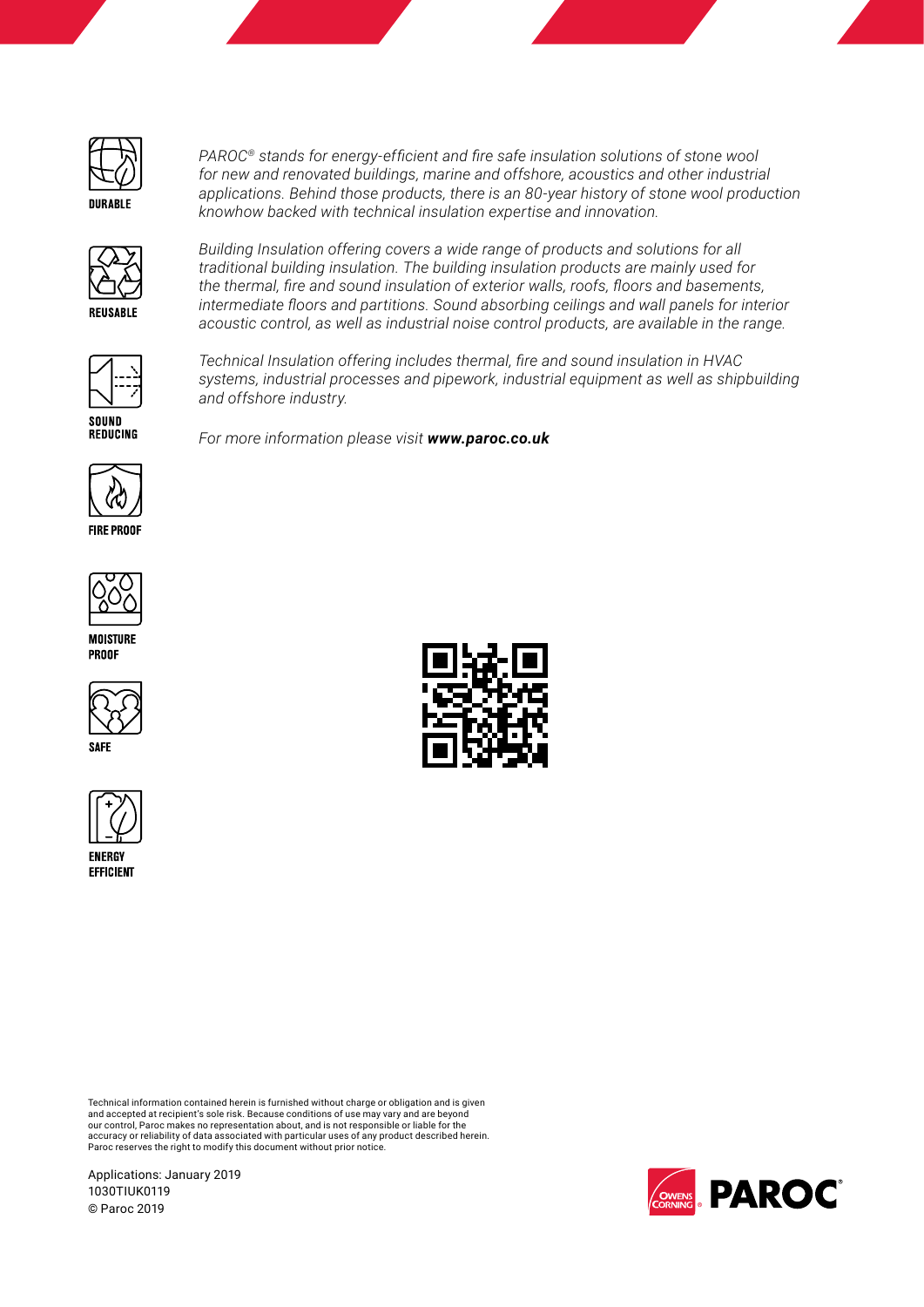DURABLE

REUSABLE

SOUND REDUCING

FIRE PROOF

MOISTURE PROOF

SAFE

ENERGY EFFICIENT

*PAROC® stands for energy-efficient and fire safe insulation solutions of stone wool for new and renovated buildings, marine and offshore, acoustics and other industrial applications. Behind those products, there is an 80-year history of stone wool production knowhow backed with technical insulation expertise and innovation.*

*Building Insulation offering covers a wide range of products and solutions for all traditional building insulation. The building insulation products are mainly used for the thermal, fire and sound insulation of exterior walls, roofs, floors and basements, intermediate floors and partitions. Sound absorbing ceilings and wall panels for interior acoustic control, as well as industrial noise control products, are available in the range.*

*Technical Insulation offering includes thermal, fire and sound insulation in HVAC systems, industrial processes and pipework, industrial equipment as well as shipbuilding and offshore industry.*

*For more information please visit* ***www.paroc.co.uk***

Technical information contained herein is furnished without charge or obligation and is given and accepted at recipient's sole risk. Because conditions of use may vary and are beyond our control, Paroc makes no representation about, and is not responsible or liable for the accuracy or reliability of data associated with particular uses of any product described herein. Paroc reserves the right to modify this document without prior notice.

Applications: January 2019
1030TIUK0119
© Paroc 2019

OWENS CORNING PAROC®